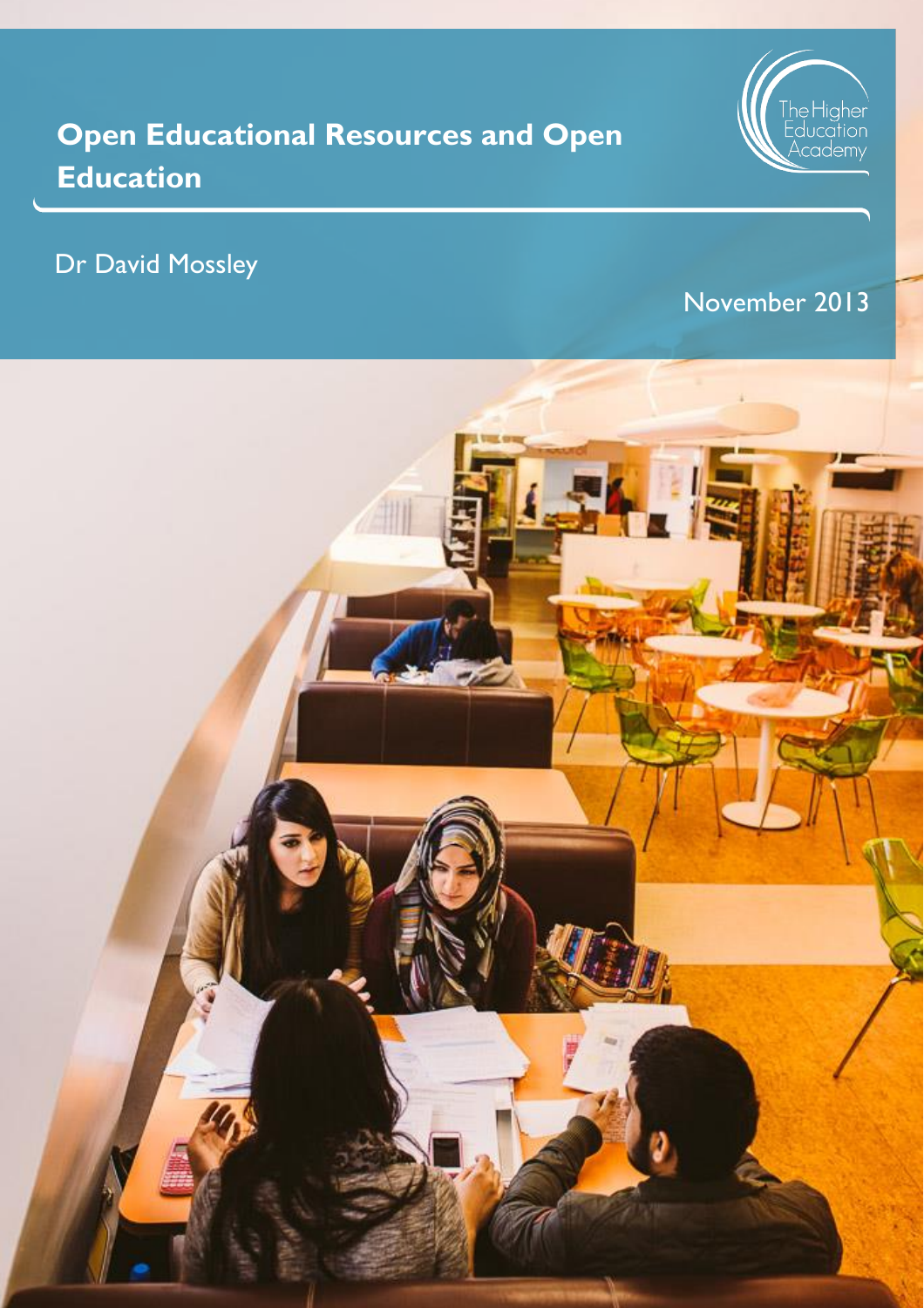# Open Educational Resources and Open Education

Dr David Mossley

November 2013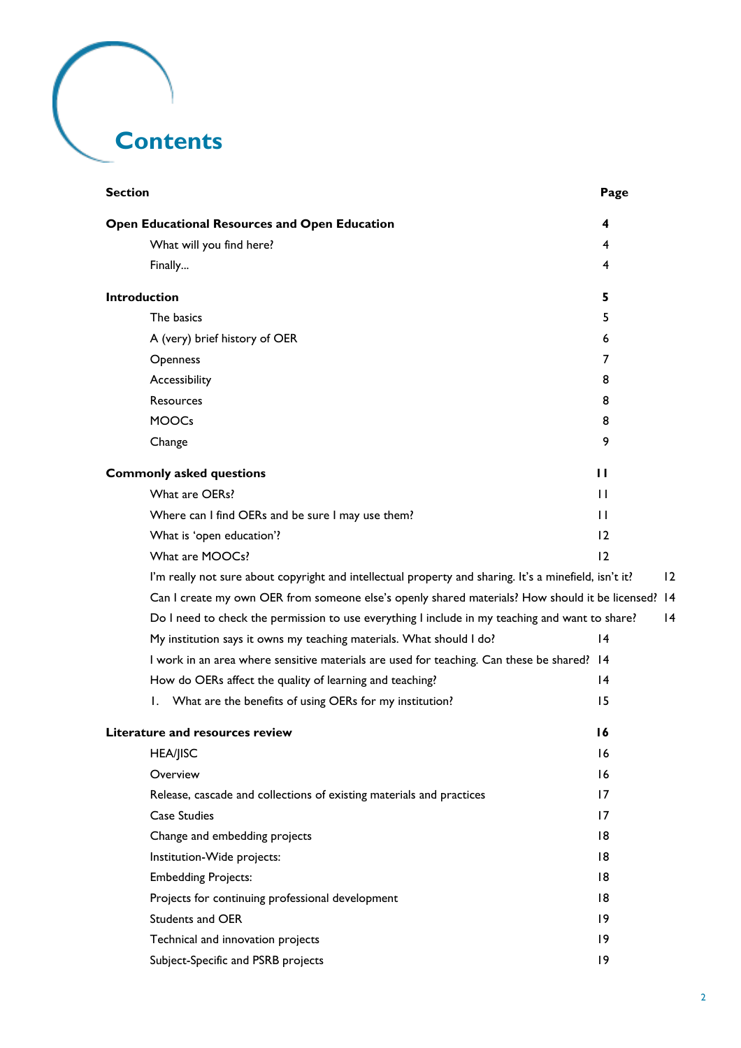# Contents

| Section | Page |
|---|---|
| **Open Educational Resources and Open Education** | **4** |
| What will you find here? | 4 |
| Finally... | 4 |
| **Introduction** | **5** |
| The basics | 5 |
| A (very) brief history of OER | 6 |
| Openness | 7 |
| Accessibility | 8 |
| Resources | 8 |
| MOOCs | 8 |
| Change | 9 |
| **Commonly asked questions** | **11** |
| What are OERs? | 11 |
| Where can I find OERs and be sure I may use them? | 11 |
| What is 'open education'? | 12 |
| What are MOOCs? | 12 |
| I'm really not sure about copyright and intellectual property and sharing. It's a minefield, isn't it? | 12 |
| Can I create my own OER from someone else's openly shared materials? How should it be licensed? | 14 |
| Do I need to check the permission to use everything I include in my teaching and want to share? | 14 |
| My institution says it owns my teaching materials. What should I do? | 14 |
| I work in an area where sensitive materials are used for teaching. Can these be shared? | 14 |
| How do OERs affect the quality of learning and teaching? | 14 |
| 1. What are the benefits of using OERs for my institution? | 15 |
| **Literature and resources review** | **16** |
| HEA/JISC | 16 |
| Overview | 16 |
| Release, cascade and collections of existing materials and practices | 17 |
| Case Studies | 17 |
| Change and embedding projects | 18 |
| Institution-Wide projects: | 18 |
| Embedding Projects: | 18 |
| Projects for continuing professional development | 18 |
| Students and OER | 19 |
| Technical and innovation projects | 19 |
| Subject-Specific and PSRB projects | 19 |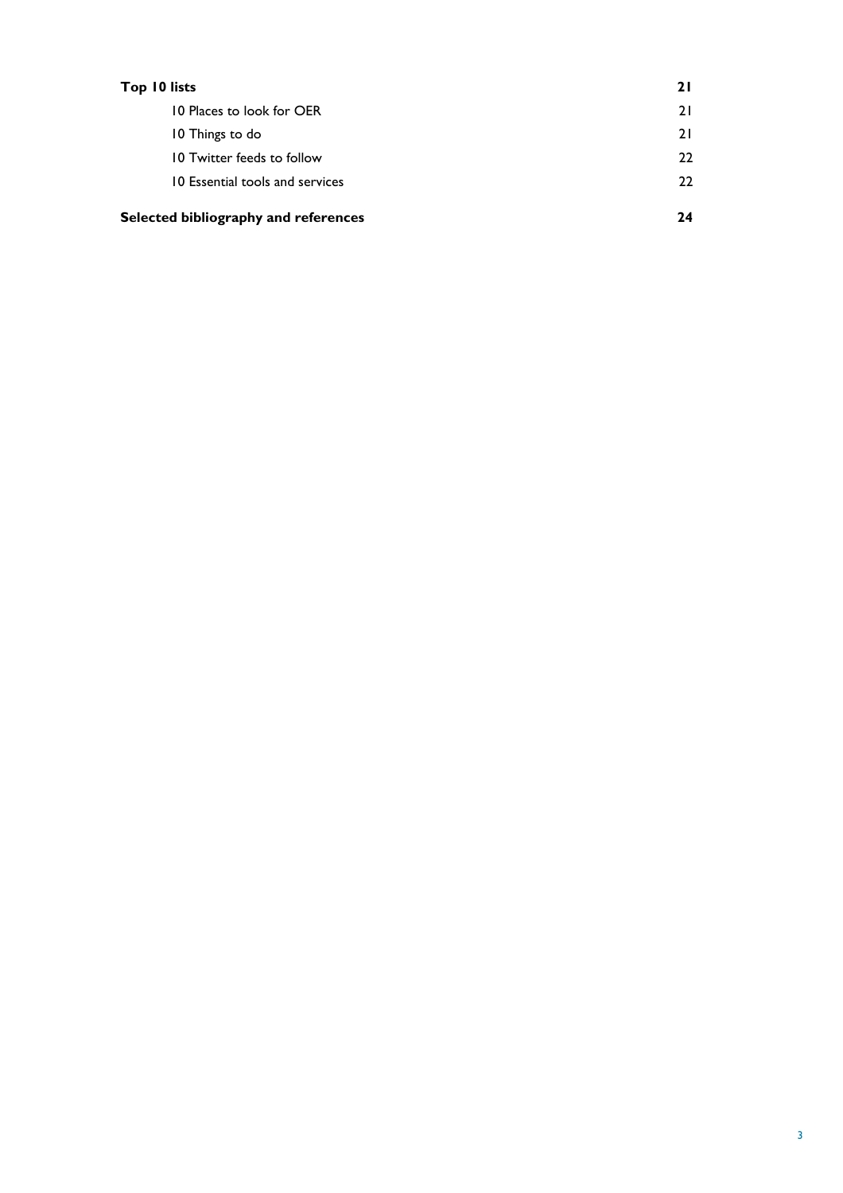| | |
|---|---|
| **Top 10 lists** | **21** |
| 10 Places to look for OER | 21 |
| 10 Things to do | 21 |
| 10 Twitter feeds to follow | 22 |
| 10 Essential tools and services | 22 |
| **Selected bibliography and references** | **24** |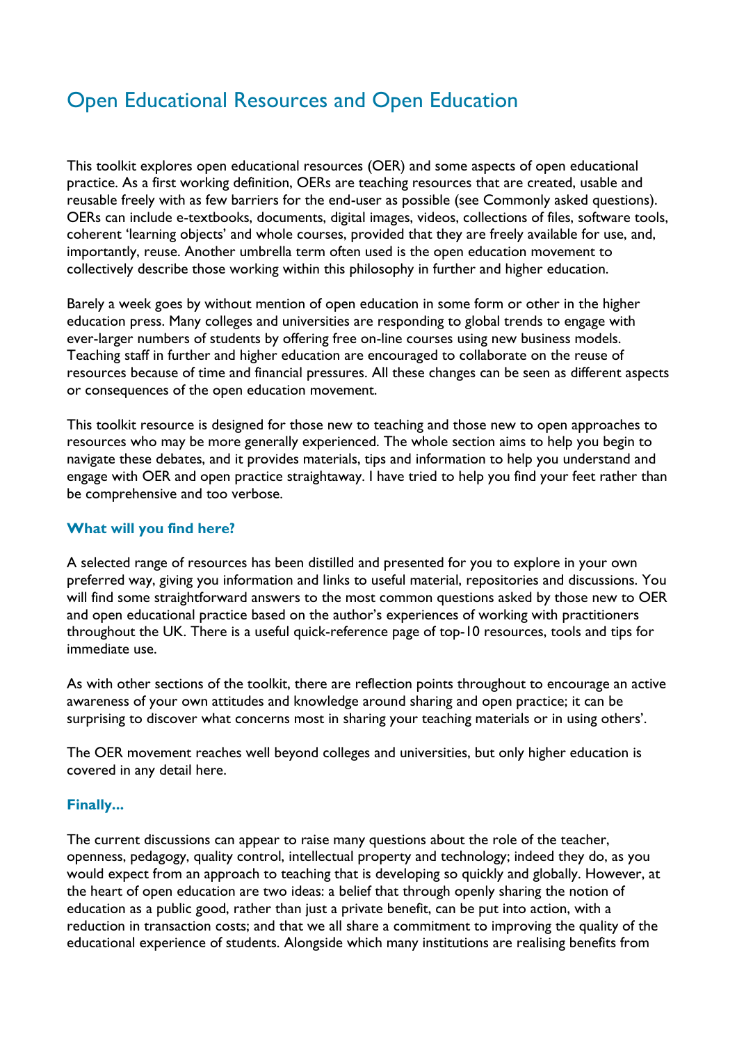# Open Educational Resources and Open Education

This toolkit explores open educational resources (OER) and some aspects of open educational practice. As a first working definition, OERs are teaching resources that are created, usable and reusable freely with as few barriers for the end-user as possible (see Commonly asked questions). OERs can include e-textbooks, documents, digital images, videos, collections of files, software tools, coherent 'learning objects' and whole courses, provided that they are freely available for use, and, importantly, reuse. Another umbrella term often used is the open education movement to collectively describe those working within this philosophy in further and higher education.

Barely a week goes by without mention of open education in some form or other in the higher education press. Many colleges and universities are responding to global trends to engage with ever-larger numbers of students by offering free on-line courses using new business models. Teaching staff in further and higher education are encouraged to collaborate on the reuse of resources because of time and financial pressures. All these changes can be seen as different aspects or consequences of the open education movement.

This toolkit resource is designed for those new to teaching and those new to open approaches to resources who may be more generally experienced. The whole section aims to help you begin to navigate these debates, and it provides materials, tips and information to help you understand and engage with OER and open practice straightaway. I have tried to help you find your feet rather than be comprehensive and too verbose.

### What will you find here?

A selected range of resources has been distilled and presented for you to explore in your own preferred way, giving you information and links to useful material, repositories and discussions. You will find some straightforward answers to the most common questions asked by those new to OER and open educational practice based on the author's experiences of working with practitioners throughout the UK. There is a useful quick-reference page of top-10 resources, tools and tips for immediate use.

As with other sections of the toolkit, there are reflection points throughout to encourage an active awareness of your own attitudes and knowledge around sharing and open practice; it can be surprising to discover what concerns most in sharing your teaching materials or in using others'.

The OER movement reaches well beyond colleges and universities, but only higher education is covered in any detail here.

### Finally...

The current discussions can appear to raise many questions about the role of the teacher, openness, pedagogy, quality control, intellectual property and technology; indeed they do, as you would expect from an approach to teaching that is developing so quickly and globally. However, at the heart of open education are two ideas: a belief that through openly sharing the notion of education as a public good, rather than just a private benefit, can be put into action, with a reduction in transaction costs; and that we all share a commitment to improving the quality of the educational experience of students. Alongside which many institutions are realising benefits from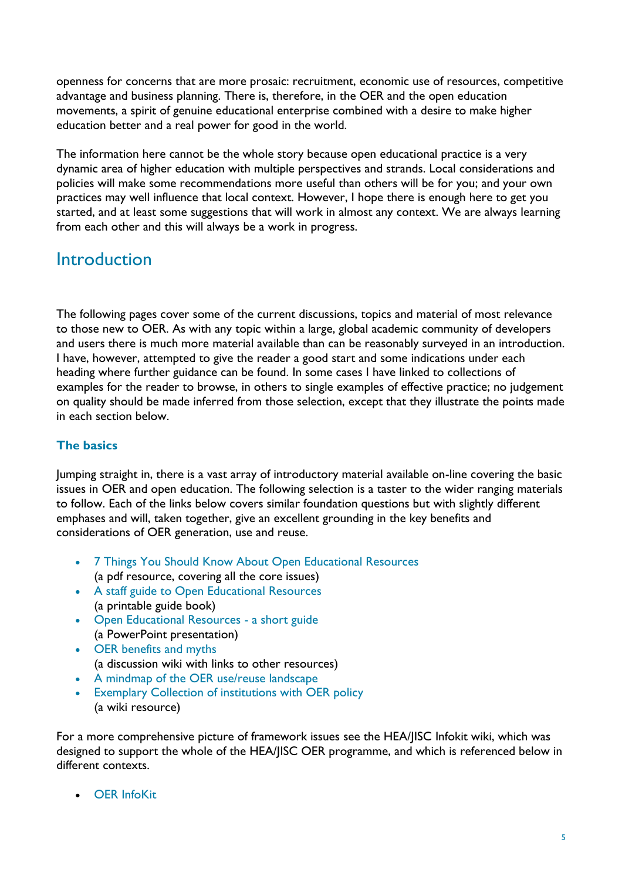openness for concerns that are more prosaic: recruitment, economic use of resources, competitive advantage and business planning. There is, therefore, in the OER and the open education movements, a spirit of genuine educational enterprise combined with a desire to make higher education better and a real power for good in the world.

The information here cannot be the whole story because open educational practice is a very dynamic area of higher education with multiple perspectives and strands. Local considerations and policies will make some recommendations more useful than others will be for you; and your own practices may well influence that local context. However, I hope there is enough here to get you started, and at least some suggestions that will work in almost any context. We are always learning from each other and this will always be a work in progress.

## Introduction

The following pages cover some of the current discussions, topics and material of most relevance to those new to OER. As with any topic within a large, global academic community of developers and users there is much more material available than can be reasonably surveyed in an introduction. I have, however, attempted to give the reader a good start and some indications under each heading where further guidance can be found. In some cases I have linked to collections of examples for the reader to browse, in others to single examples of effective practice; no judgement on quality should be made inferred from those selection, except that they illustrate the points made in each section below.

### The basics

Jumping straight in, there is a vast array of introductory material available on-line covering the basic issues in OER and open education. The following selection is a taster to the wider ranging materials to follow. Each of the links below covers similar foundation questions but with slightly different emphases and will, taken together, give an excellent grounding in the key benefits and considerations of OER generation, use and reuse.

- 7 Things You Should Know About Open Educational Resources
  (a pdf resource, covering all the core issues)
- A staff guide to Open Educational Resources
  (a printable guide book)
- Open Educational Resources - a short guide
  (a PowerPoint presentation)
- OER benefits and myths
  (a discussion wiki with links to other resources)
- A mindmap of the OER use/reuse landscape
- Exemplary Collection of institutions with OER policy
  (a wiki resource)

For a more comprehensive picture of framework issues see the HEA/JISC Infokit wiki, which was designed to support the whole of the HEA/JISC OER programme, and which is referenced below in different contexts.

- OER InfoKit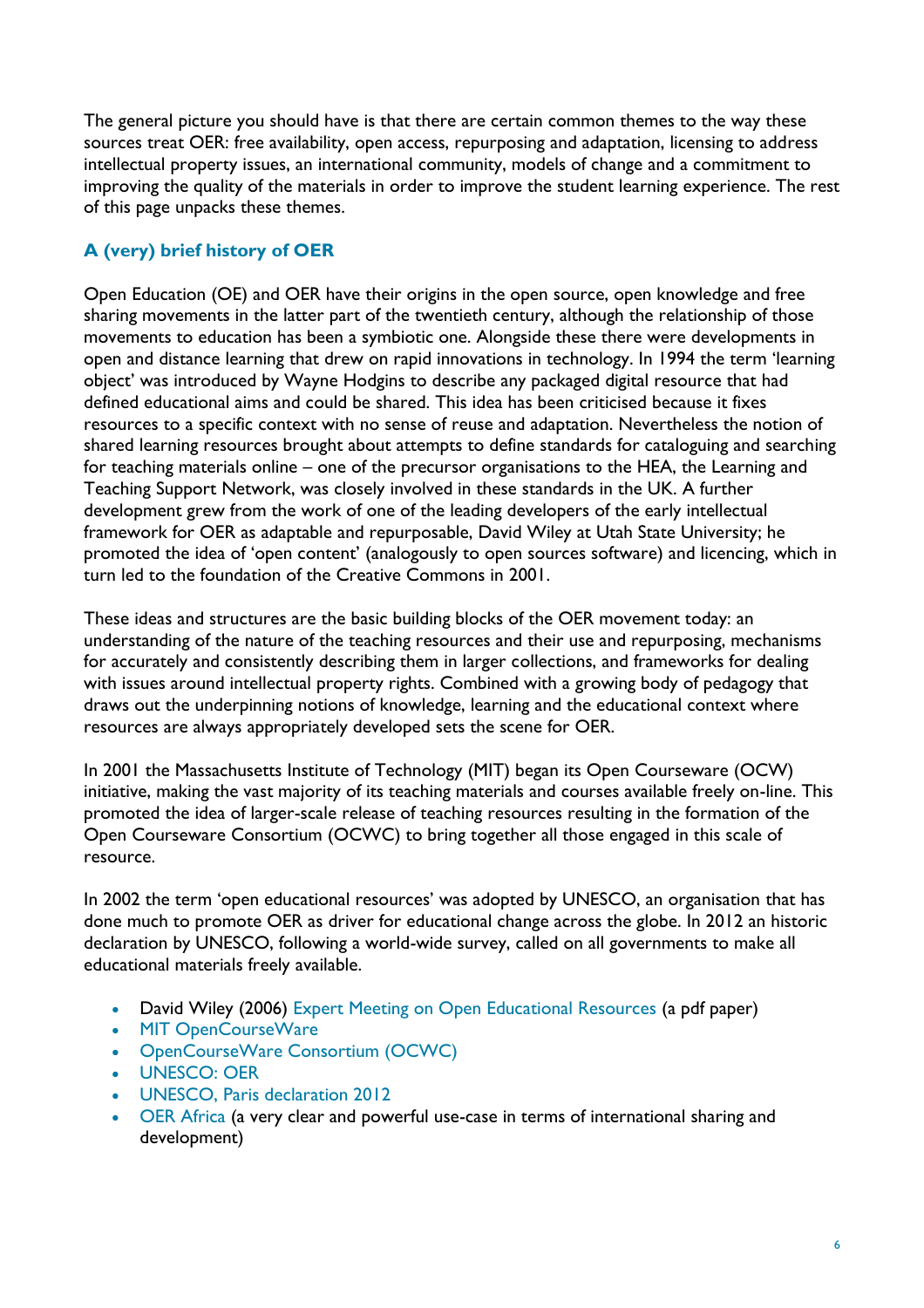The general picture you should have is that there are certain common themes to the way these sources treat OER: free availability, open access, repurposing and adaptation, licensing to address intellectual property issues, an international community, models of change and a commitment to improving the quality of the materials in order to improve the student learning experience. The rest of this page unpacks these themes.

### A (very) brief history of OER

Open Education (OE) and OER have their origins in the open source, open knowledge and free sharing movements in the latter part of the twentieth century, although the relationship of those movements to education has been a symbiotic one. Alongside these there were developments in open and distance learning that drew on rapid innovations in technology. In 1994 the term 'learning object' was introduced by Wayne Hodgins to describe any packaged digital resource that had defined educational aims and could be shared. This idea has been criticised because it fixes resources to a specific context with no sense of reuse and adaptation. Nevertheless the notion of shared learning resources brought about attempts to define standards for cataloguing and searching for teaching materials online – one of the precursor organisations to the HEA, the Learning and Teaching Support Network, was closely involved in these standards in the UK. A further development grew from the work of one of the leading developers of the early intellectual framework for OER as adaptable and repurposable, David Wiley at Utah State University; he promoted the idea of 'open content' (analogously to open sources software) and licencing, which in turn led to the foundation of the Creative Commons in 2001.

These ideas and structures are the basic building blocks of the OER movement today: an understanding of the nature of the teaching resources and their use and repurposing, mechanisms for accurately and consistently describing them in larger collections, and frameworks for dealing with issues around intellectual property rights. Combined with a growing body of pedagogy that draws out the underpinning notions of knowledge, learning and the educational context where resources are always appropriately developed sets the scene for OER.

In 2001 the Massachusetts Institute of Technology (MIT) began its Open Courseware (OCW) initiative, making the vast majority of its teaching materials and courses available freely on-line. This promoted the idea of larger-scale release of teaching resources resulting in the formation of the Open Courseware Consortium (OCWC) to bring together all those engaged in this scale of resource.

In 2002 the term 'open educational resources' was adopted by UNESCO, an organisation that has done much to promote OER as driver for educational change across the globe. In 2012 an historic declaration by UNESCO, following a world-wide survey, called on all governments to make all educational materials freely available.

- David Wiley (2006) Expert Meeting on Open Educational Resources (a pdf paper)
- MIT OpenCourseWare
- OpenCourseWare Consortium (OCWC)
- UNESCO: OER
- UNESCO, Paris declaration 2012
- OER Africa (a very clear and powerful use-case in terms of international sharing and development)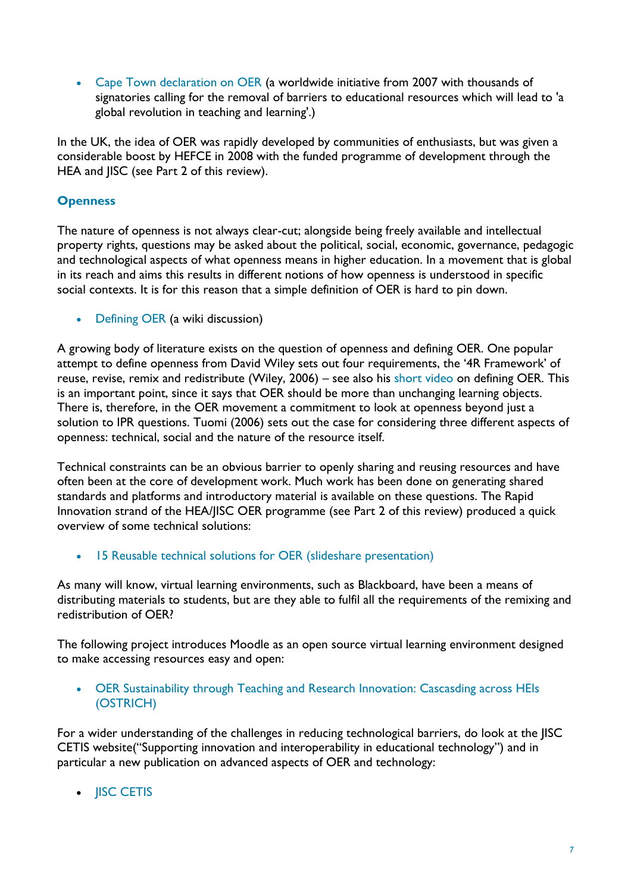- Cape Town declaration on OER (a worldwide initiative from 2007 with thousands of signatories calling for the removal of barriers to educational resources which will lead to 'a global revolution in teaching and learning'.)

In the UK, the idea of OER was rapidly developed by communities of enthusiasts, but was given a considerable boost by HEFCE in 2008 with the funded programme of development through the HEA and JISC (see Part 2 of this review).

## Openness

The nature of openness is not always clear-cut; alongside being freely available and intellectual property rights, questions may be asked about the political, social, economic, governance, pedagogic and technological aspects of what openness means in higher education. In a movement that is global in its reach and aims this results in different notions of how openness is understood in specific social contexts. It is for this reason that a simple definition of OER is hard to pin down.

- Defining OER (a wiki discussion)

A growing body of literature exists on the question of openness and defining OER. One popular attempt to define openness from David Wiley sets out four requirements, the '4R Framework' of reuse, revise, remix and redistribute (Wiley, 2006) – see also his short video on defining OER. This is an important point, since it says that OER should be more than unchanging learning objects. There is, therefore, in the OER movement a commitment to look at openness beyond just a solution to IPR questions. Tuomi (2006) sets out the case for considering three different aspects of openness: technical, social and the nature of the resource itself.

Technical constraints can be an obvious barrier to openly sharing and reusing resources and have often been at the core of development work. Much work has been done on generating shared standards and platforms and introductory material is available on these questions. The Rapid Innovation strand of the HEA/JISC OER programme (see Part 2 of this review) produced a quick overview of some technical solutions:

- 15 Reusable technical solutions for OER (slideshare presentation)

As many will know, virtual learning environments, such as Blackboard, have been a means of distributing materials to students, but are they able to fulfil all the requirements of the remixing and redistribution of OER?

The following project introduces Moodle as an open source virtual learning environment designed to make accessing resources easy and open:

- OER Sustainability through Teaching and Research Innovation: Cascasding across HEIs (OSTRICH)

For a wider understanding of the challenges in reducing technological barriers, do look at the JISC CETIS website("Supporting innovation and interoperability in educational technology") and in particular a new publication on advanced aspects of OER and technology:

- JISC CETIS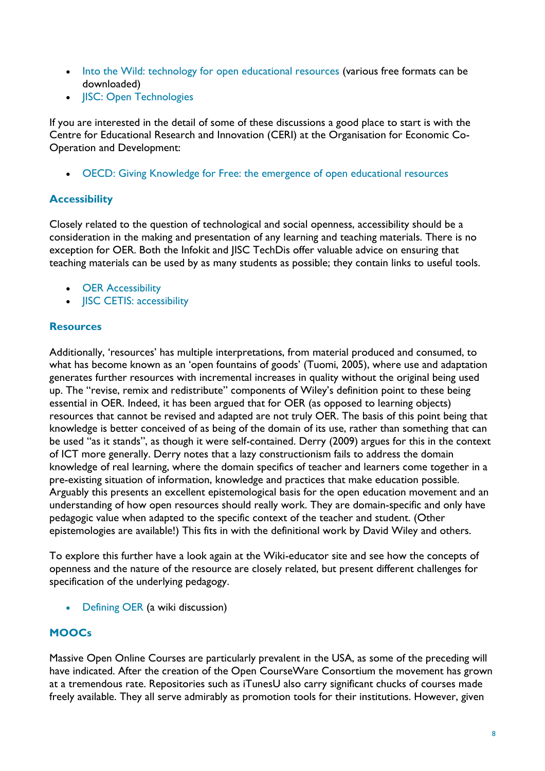- Into the Wild: technology for open educational resources (various free formats can be downloaded)
- JISC: Open Technologies

If you are interested in the detail of some of these discussions a good place to start is with the Centre for Educational Research and Innovation (CERI) at the Organisation for Economic Co-Operation and Development:

- OECD: Giving Knowledge for Free: the emergence of open educational resources

### Accessibility

Closely related to the question of technological and social openness, accessibility should be a consideration in the making and presentation of any learning and teaching materials. There is no exception for OER. Both the Infokit and JISC TechDis offer valuable advice on ensuring that teaching materials can be used by as many students as possible; they contain links to useful tools.

- OER Accessibility
- JISC CETIS: accessibility

### Resources

Additionally, 'resources' has multiple interpretations, from material produced and consumed, to what has become known as an 'open fountains of goods' (Tuomi, 2005), where use and adaptation generates further resources with incremental increases in quality without the original being used up. The "revise, remix and redistribute" components of Wiley's definition point to these being essential in OER. Indeed, it has been argued that for OER (as opposed to learning objects) resources that cannot be revised and adapted are not truly OER. The basis of this point being that knowledge is better conceived of as being of the domain of its use, rather than something that can be used "as it stands", as though it were self-contained. Derry (2009) argues for this in the context of ICT more generally. Derry notes that a lazy constructionism fails to address the domain knowledge of real learning, where the domain specifics of teacher and learners come together in a pre-existing situation of information, knowledge and practices that make education possible. Arguably this presents an excellent epistemological basis for the open education movement and an understanding of how open resources should really work. They are domain-specific and only have pedagogic value when adapted to the specific context of the teacher and student. (Other epistemologies are available!) This fits in with the definitional work by David Wiley and others.

To explore this further have a look again at the Wiki-educator site and see how the concepts of openness and the nature of the resource are closely related, but present different challenges for specification of the underlying pedagogy.

- Defining OER (a wiki discussion)

### MOOCs

Massive Open Online Courses are particularly prevalent in the USA, as some of the preceding will have indicated. After the creation of the Open CourseWare Consortium the movement has grown at a tremendous rate. Repositories such as iTunesU also carry significant chucks of courses made freely available. They all serve admirably as promotion tools for their institutions. However, given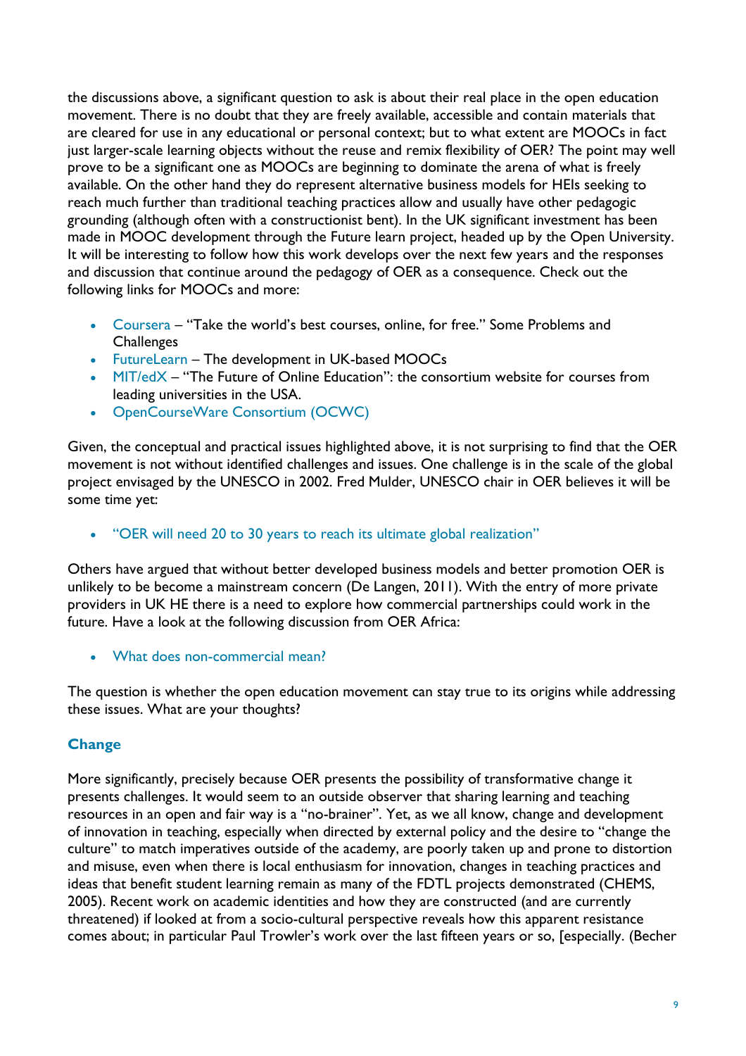the discussions above, a significant question to ask is about their real place in the open education movement. There is no doubt that they are freely available, accessible and contain materials that are cleared for use in any educational or personal context; but to what extent are MOOCs in fact just larger-scale learning objects without the reuse and remix flexibility of OER? The point may well prove to be a significant one as MOOCs are beginning to dominate the arena of what is freely available. On the other hand they do represent alternative business models for HEIs seeking to reach much further than traditional teaching practices allow and usually have other pedagogic grounding (although often with a constructionist bent). In the UK significant investment has been made in MOOC development through the Future learn project, headed up by the Open University. It will be interesting to follow how this work develops over the next few years and the responses and discussion that continue around the pedagogy of OER as a consequence. Check out the following links for MOOCs and more:

- Coursera – "Take the world's best courses, online, for free." Some Problems and Challenges
- FutureLearn – The development in UK-based MOOCs
- MIT/edX – "The Future of Online Education": the consortium website for courses from leading universities in the USA.
- OpenCourseWare Consortium (OCWC)

Given, the conceptual and practical issues highlighted above, it is not surprising to find that the OER movement is not without identified challenges and issues. One challenge is in the scale of the global project envisaged by the UNESCO in 2002. Fred Mulder, UNESCO chair in OER believes it will be some time yet:

- "OER will need 20 to 30 years to reach its ultimate global realization"

Others have argued that without better developed business models and better promotion OER is unlikely to be become a mainstream concern (De Langen, 2011). With the entry of more private providers in UK HE there is a need to explore how commercial partnerships could work in the future. Have a look at the following discussion from OER Africa:

- What does non-commercial mean?

The question is whether the open education movement can stay true to its origins while addressing these issues. What are your thoughts?

## Change

More significantly, precisely because OER presents the possibility of transformative change it presents challenges. It would seem to an outside observer that sharing learning and teaching resources in an open and fair way is a "no-brainer". Yet, as we all know, change and development of innovation in teaching, especially when directed by external policy and the desire to "change the culture" to match imperatives outside of the academy, are poorly taken up and prone to distortion and misuse, even when there is local enthusiasm for innovation, changes in teaching practices and ideas that benefit student learning remain as many of the FDTL projects demonstrated (CHEMS, 2005). Recent work on academic identities and how they are constructed (and are currently threatened) if looked at from a socio-cultural perspective reveals how this apparent resistance comes about; in particular Paul Trowler's work over the last fifteen years or so, [especially. (Becher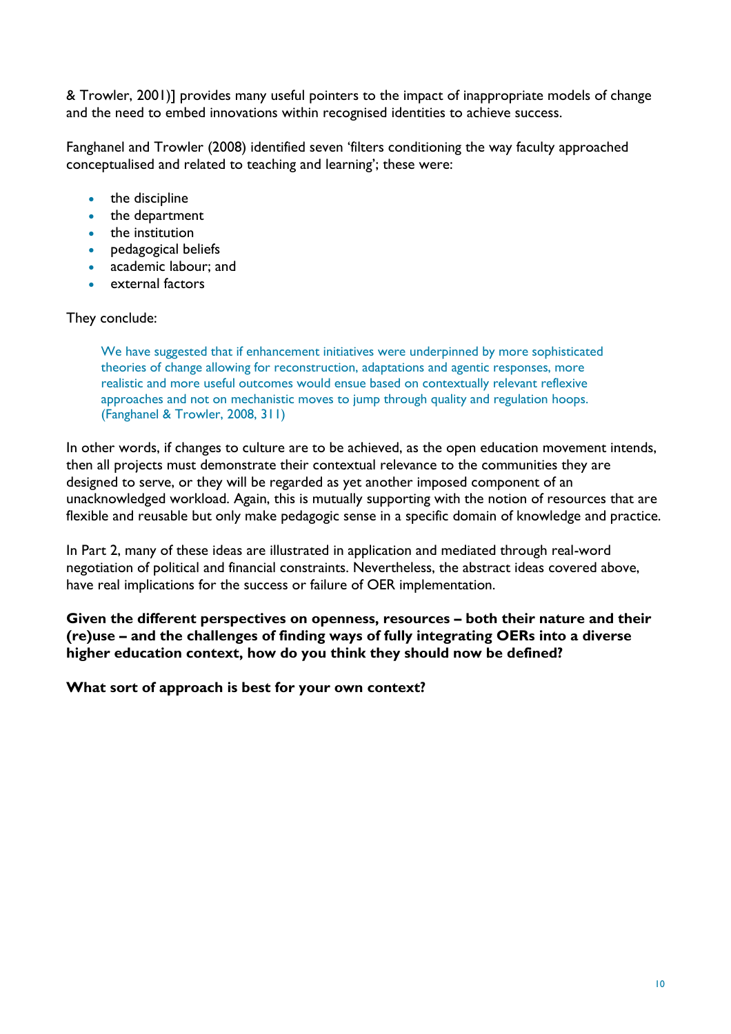& Trowler, 2001)] provides many useful pointers to the impact of inappropriate models of change and the need to embed innovations within recognised identities to achieve success.

Fanghanel and Trowler (2008) identified seven 'filters conditioning the way faculty approached conceptualised and related to teaching and learning'; these were:

- the discipline
- the department
- the institution
- pedagogical beliefs
- academic labour; and
- external factors

They conclude:

> We have suggested that if enhancement initiatives were underpinned by more sophisticated theories of change allowing for reconstruction, adaptations and agentic responses, more realistic and more useful outcomes would ensue based on contextually relevant reflexive approaches and not on mechanistic moves to jump through quality and regulation hoops. (Fanghanel & Trowler, 2008, 311)

In other words, if changes to culture are to be achieved, as the open education movement intends, then all projects must demonstrate their contextual relevance to the communities they are designed to serve, or they will be regarded as yet another imposed component of an unacknowledged workload. Again, this is mutually supporting with the notion of resources that are flexible and reusable but only make pedagogic sense in a specific domain of knowledge and practice.

In Part 2, many of these ideas are illustrated in application and mediated through real-word negotiation of political and financial constraints. Nevertheless, the abstract ideas covered above, have real implications for the success or failure of OER implementation.

**Given the different perspectives on openness, resources – both their nature and their (re)use – and the challenges of finding ways of fully integrating OERs into a diverse higher education context, how do you think they should now be defined?**

**What sort of approach is best for your own context?**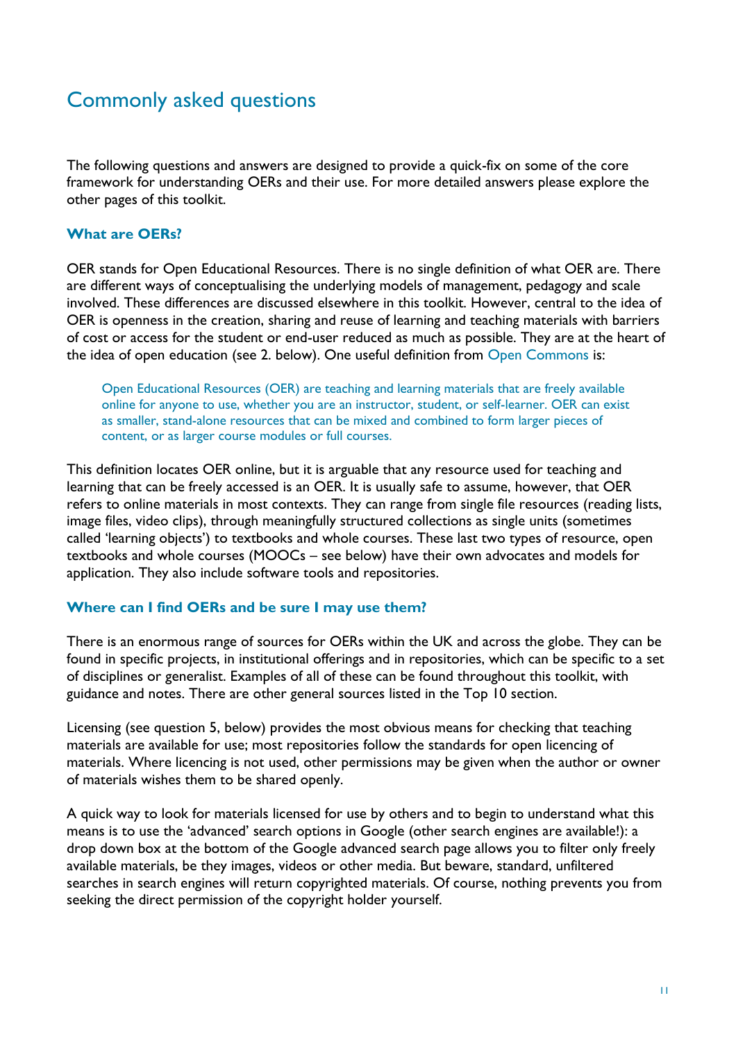## Commonly asked questions

The following questions and answers are designed to provide a quick-fix on some of the core framework for understanding OERs and their use. For more detailed answers please explore the other pages of this toolkit.

### What are OERs?

OER stands for Open Educational Resources. There is no single definition of what OER are. There are different ways of conceptualising the underlying models of management, pedagogy and scale involved. These differences are discussed elsewhere in this toolkit. However, central to the idea of OER is openness in the creation, sharing and reuse of learning and teaching materials with barriers of cost or access for the student or end-user reduced as much as possible. They are at the heart of the idea of open education (see 2. below). One useful definition from Open Commons is:

> Open Educational Resources (OER) are teaching and learning materials that are freely available online for anyone to use, whether you are an instructor, student, or self-learner. OER can exist as smaller, stand-alone resources that can be mixed and combined to form larger pieces of content, or as larger course modules or full courses.

This definition locates OER online, but it is arguable that any resource used for teaching and learning that can be freely accessed is an OER. It is usually safe to assume, however, that OER refers to online materials in most contexts. They can range from single file resources (reading lists, image files, video clips), through meaningfully structured collections as single units (sometimes called 'learning objects') to textbooks and whole courses. These last two types of resource, open textbooks and whole courses (MOOCs – see below) have their own advocates and models for application. They also include software tools and repositories.

### Where can I find OERs and be sure I may use them?

There is an enormous range of sources for OERs within the UK and across the globe. They can be found in specific projects, in institutional offerings and in repositories, which can be specific to a set of disciplines or generalist. Examples of all of these can be found throughout this toolkit, with guidance and notes. There are other general sources listed in the Top 10 section.

Licensing (see question 5, below) provides the most obvious means for checking that teaching materials are available for use; most repositories follow the standards for open licencing of materials. Where licencing is not used, other permissions may be given when the author or owner of materials wishes them to be shared openly.

A quick way to look for materials licensed for use by others and to begin to understand what this means is to use the 'advanced' search options in Google (other search engines are available!): a drop down box at the bottom of the Google advanced search page allows you to filter only freely available materials, be they images, videos or other media. But beware, standard, unfiltered searches in search engines will return copyrighted materials. Of course, nothing prevents you from seeking the direct permission of the copyright holder yourself.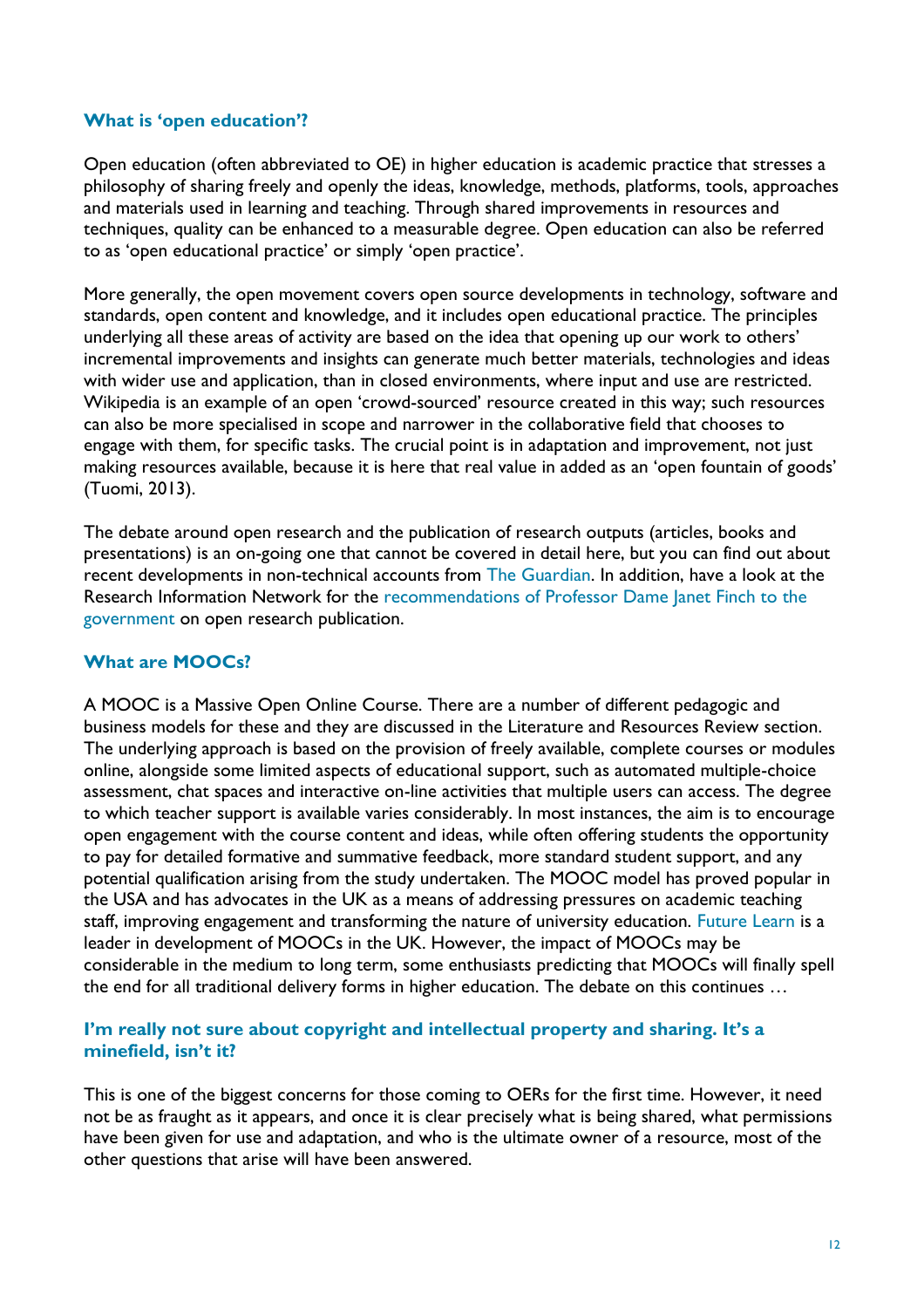### What is 'open education'?

Open education (often abbreviated to OE) in higher education is academic practice that stresses a philosophy of sharing freely and openly the ideas, knowledge, methods, platforms, tools, approaches and materials used in learning and teaching. Through shared improvements in resources and techniques, quality can be enhanced to a measurable degree. Open education can also be referred to as 'open educational practice' or simply 'open practice'.

More generally, the open movement covers open source developments in technology, software and standards, open content and knowledge, and it includes open educational practice. The principles underlying all these areas of activity are based on the idea that opening up our work to others' incremental improvements and insights can generate much better materials, technologies and ideas with wider use and application, than in closed environments, where input and use are restricted. Wikipedia is an example of an open 'crowd-sourced' resource created in this way; such resources can also be more specialised in scope and narrower in the collaborative field that chooses to engage with them, for specific tasks. The crucial point is in adaptation and improvement, not just making resources available, because it is here that real value in added as an 'open fountain of goods' (Tuomi, 2013).

The debate around open research and the publication of research outputs (articles, books and presentations) is an on-going one that cannot be covered in detail here, but you can find out about recent developments in non-technical accounts from The Guardian. In addition, have a look at the Research Information Network for the recommendations of Professor Dame Janet Finch to the government on open research publication.

### What are MOOCs?

A MOOC is a Massive Open Online Course. There are a number of different pedagogic and business models for these and they are discussed in the Literature and Resources Review section. The underlying approach is based on the provision of freely available, complete courses or modules online, alongside some limited aspects of educational support, such as automated multiple-choice assessment, chat spaces and interactive on-line activities that multiple users can access. The degree to which teacher support is available varies considerably. In most instances, the aim is to encourage open engagement with the course content and ideas, while often offering students the opportunity to pay for detailed formative and summative feedback, more standard student support, and any potential qualification arising from the study undertaken. The MOOC model has proved popular in the USA and has advocates in the UK as a means of addressing pressures on academic teaching staff, improving engagement and transforming the nature of university education. Future Learn is a leader in development of MOOCs in the UK. However, the impact of MOOCs may be considerable in the medium to long term, some enthusiasts predicting that MOOCs will finally spell the end for all traditional delivery forms in higher education. The debate on this continues …

### I'm really not sure about copyright and intellectual property and sharing. It's a minefield, isn't it?

This is one of the biggest concerns for those coming to OERs for the first time. However, it need not be as fraught as it appears, and once it is clear precisely what is being shared, what permissions have been given for use and adaptation, and who is the ultimate owner of a resource, most of the other questions that arise will have been answered.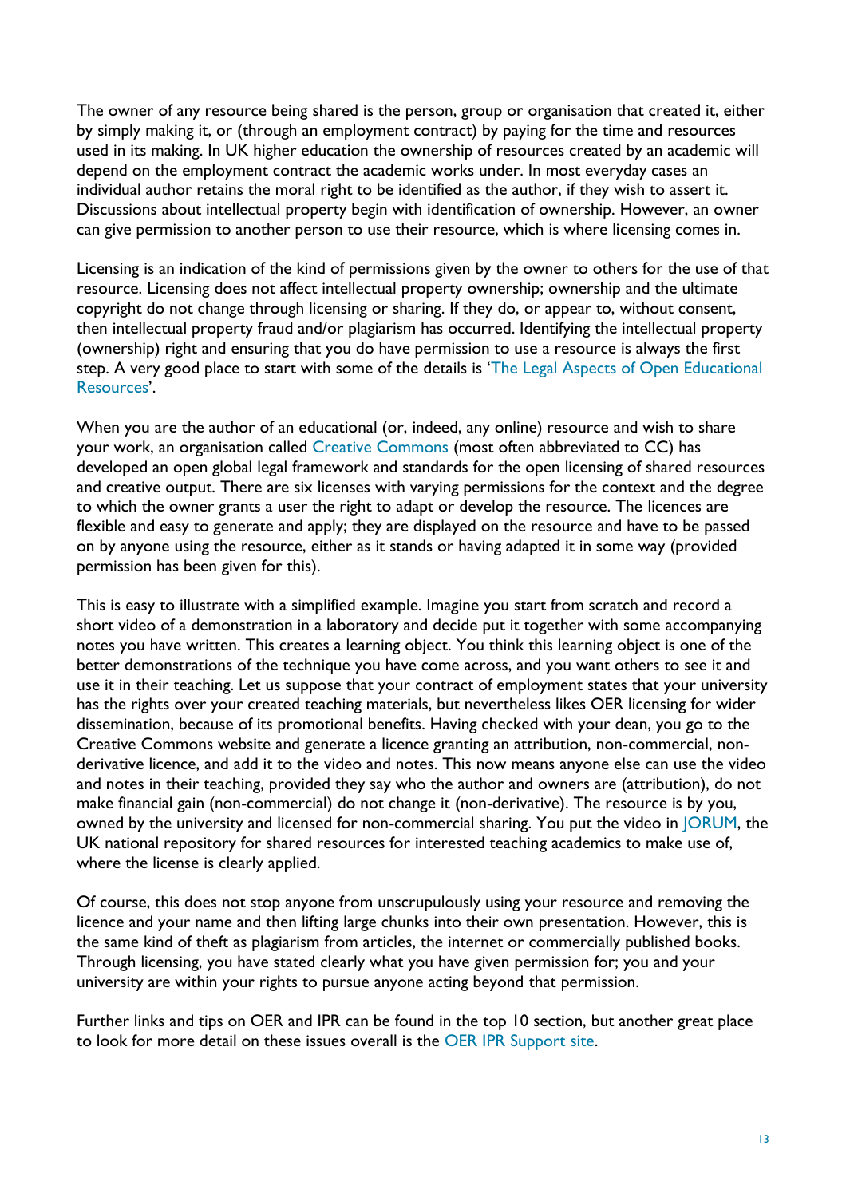The owner of any resource being shared is the person, group or organisation that created it, either by simply making it, or (through an employment contract) by paying for the time and resources used in its making. In UK higher education the ownership of resources created by an academic will depend on the employment contract the academic works under. In most everyday cases an individual author retains the moral right to be identified as the author, if they wish to assert it. Discussions about intellectual property begin with identification of ownership. However, an owner can give permission to another person to use their resource, which is where licensing comes in.

Licensing is an indication of the kind of permissions given by the owner to others for the use of that resource. Licensing does not affect intellectual property ownership; ownership and the ultimate copyright do not change through licensing or sharing. If they do, or appear to, without consent, then intellectual property fraud and/or plagiarism has occurred. Identifying the intellectual property (ownership) right and ensuring that you do have permission to use a resource is always the first step. A very good place to start with some of the details is 'The Legal Aspects of Open Educational Resources'.

When you are the author of an educational (or, indeed, any online) resource and wish to share your work, an organisation called Creative Commons (most often abbreviated to CC) has developed an open global legal framework and standards for the open licensing of shared resources and creative output. There are six licenses with varying permissions for the context and the degree to which the owner grants a user the right to adapt or develop the resource. The licences are flexible and easy to generate and apply; they are displayed on the resource and have to be passed on by anyone using the resource, either as it stands or having adapted it in some way (provided permission has been given for this).

This is easy to illustrate with a simplified example. Imagine you start from scratch and record a short video of a demonstration in a laboratory and decide put it together with some accompanying notes you have written. This creates a learning object. You think this learning object is one of the better demonstrations of the technique you have come across, and you want others to see it and use it in their teaching. Let us suppose that your contract of employment states that your university has the rights over your created teaching materials, but nevertheless likes OER licensing for wider dissemination, because of its promotional benefits. Having checked with your dean, you go to the Creative Commons website and generate a licence granting an attribution, non-commercial, non-derivative licence, and add it to the video and notes. This now means anyone else can use the video and notes in their teaching, provided they say who the author and owners are (attribution), do not make financial gain (non-commercial) do not change it (non-derivative). The resource is by you, owned by the university and licensed for non-commercial sharing. You put the video in JORUM, the UK national repository for shared resources for interested teaching academics to make use of, where the license is clearly applied.

Of course, this does not stop anyone from unscrupulously using your resource and removing the licence and your name and then lifting large chunks into their own presentation. However, this is the same kind of theft as plagiarism from articles, the internet or commercially published books. Through licensing, you have stated clearly what you have given permission for; you and your university are within your rights to pursue anyone acting beyond that permission.

Further links and tips on OER and IPR can be found in the top 10 section, but another great place to look for more detail on these issues overall is the OER IPR Support site.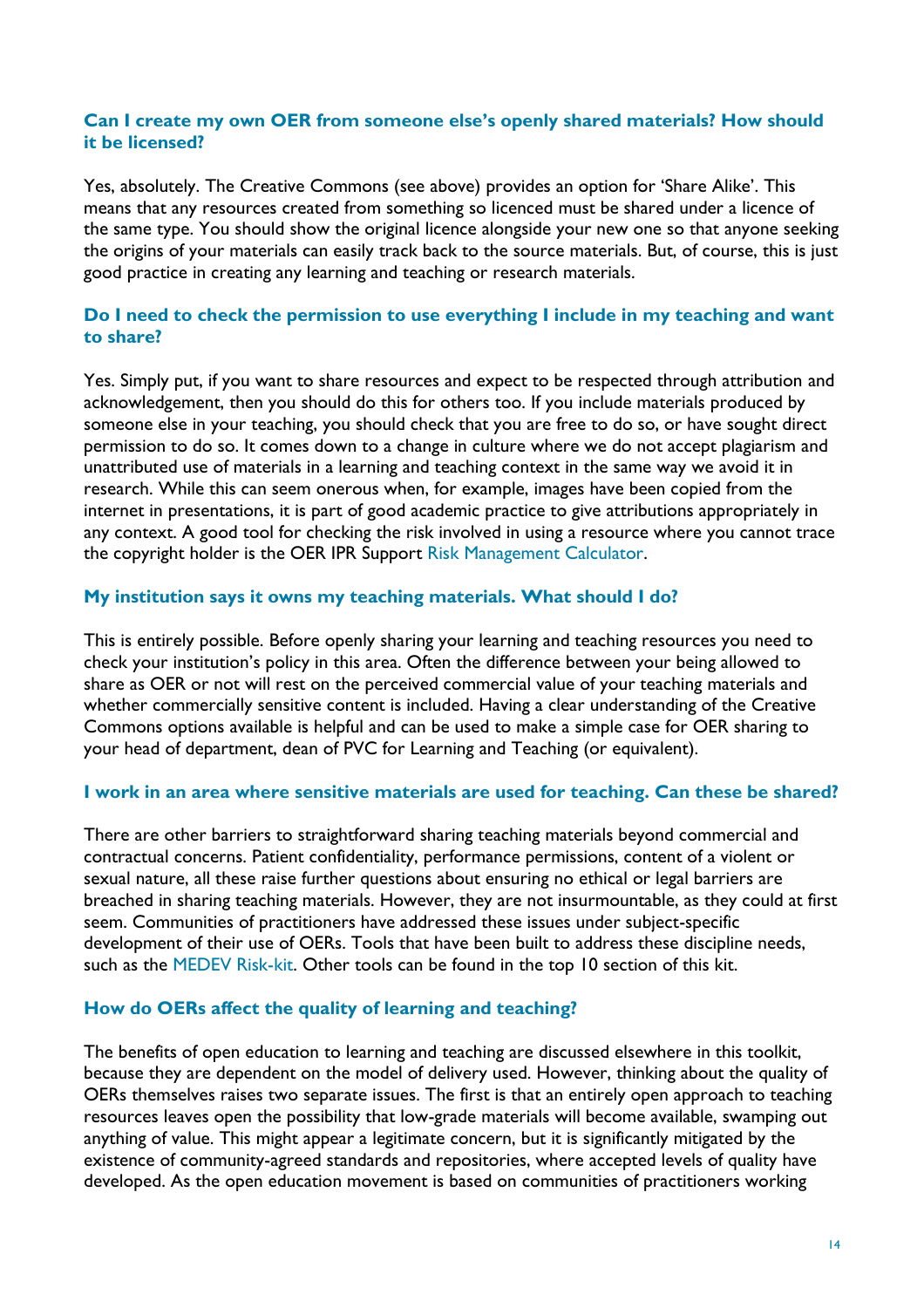### Can I create my own OER from someone else's openly shared materials? How should it be licensed?

Yes, absolutely. The Creative Commons (see above) provides an option for 'Share Alike'. This means that any resources created from something so licenced must be shared under a licence of the same type. You should show the original licence alongside your new one so that anyone seeking the origins of your materials can easily track back to the source materials. But, of course, this is just good practice in creating any learning and teaching or research materials.

### Do I need to check the permission to use everything I include in my teaching and want to share?

Yes. Simply put, if you want to share resources and expect to be respected through attribution and acknowledgement, then you should do this for others too. If you include materials produced by someone else in your teaching, you should check that you are free to do so, or have sought direct permission to do so. It comes down to a change in culture where we do not accept plagiarism and unattributed use of materials in a learning and teaching context in the same way we avoid it in research. While this can seem onerous when, for example, images have been copied from the internet in presentations, it is part of good academic practice to give attributions appropriately in any context. A good tool for checking the risk involved in using a resource where you cannot trace the copyright holder is the OER IPR Support Risk Management Calculator.

### My institution says it owns my teaching materials. What should I do?

This is entirely possible. Before openly sharing your learning and teaching resources you need to check your institution's policy in this area. Often the difference between your being allowed to share as OER or not will rest on the perceived commercial value of your teaching materials and whether commercially sensitive content is included. Having a clear understanding of the Creative Commons options available is helpful and can be used to make a simple case for OER sharing to your head of department, dean of PVC for Learning and Teaching (or equivalent).

### I work in an area where sensitive materials are used for teaching. Can these be shared?

There are other barriers to straightforward sharing teaching materials beyond commercial and contractual concerns. Patient confidentiality, performance permissions, content of a violent or sexual nature, all these raise further questions about ensuring no ethical or legal barriers are breached in sharing teaching materials. However, they are not insurmountable, as they could at first seem. Communities of practitioners have addressed these issues under subject-specific development of their use of OERs. Tools that have been built to address these discipline needs, such as the MEDEV Risk-kit. Other tools can be found in the top 10 section of this kit.

### How do OERs affect the quality of learning and teaching?

The benefits of open education to learning and teaching are discussed elsewhere in this toolkit, because they are dependent on the model of delivery used. However, thinking about the quality of OERs themselves raises two separate issues. The first is that an entirely open approach to teaching resources leaves open the possibility that low-grade materials will become available, swamping out anything of value. This might appear a legitimate concern, but it is significantly mitigated by the existence of community-agreed standards and repositories, where accepted levels of quality have developed. As the open education movement is based on communities of practitioners working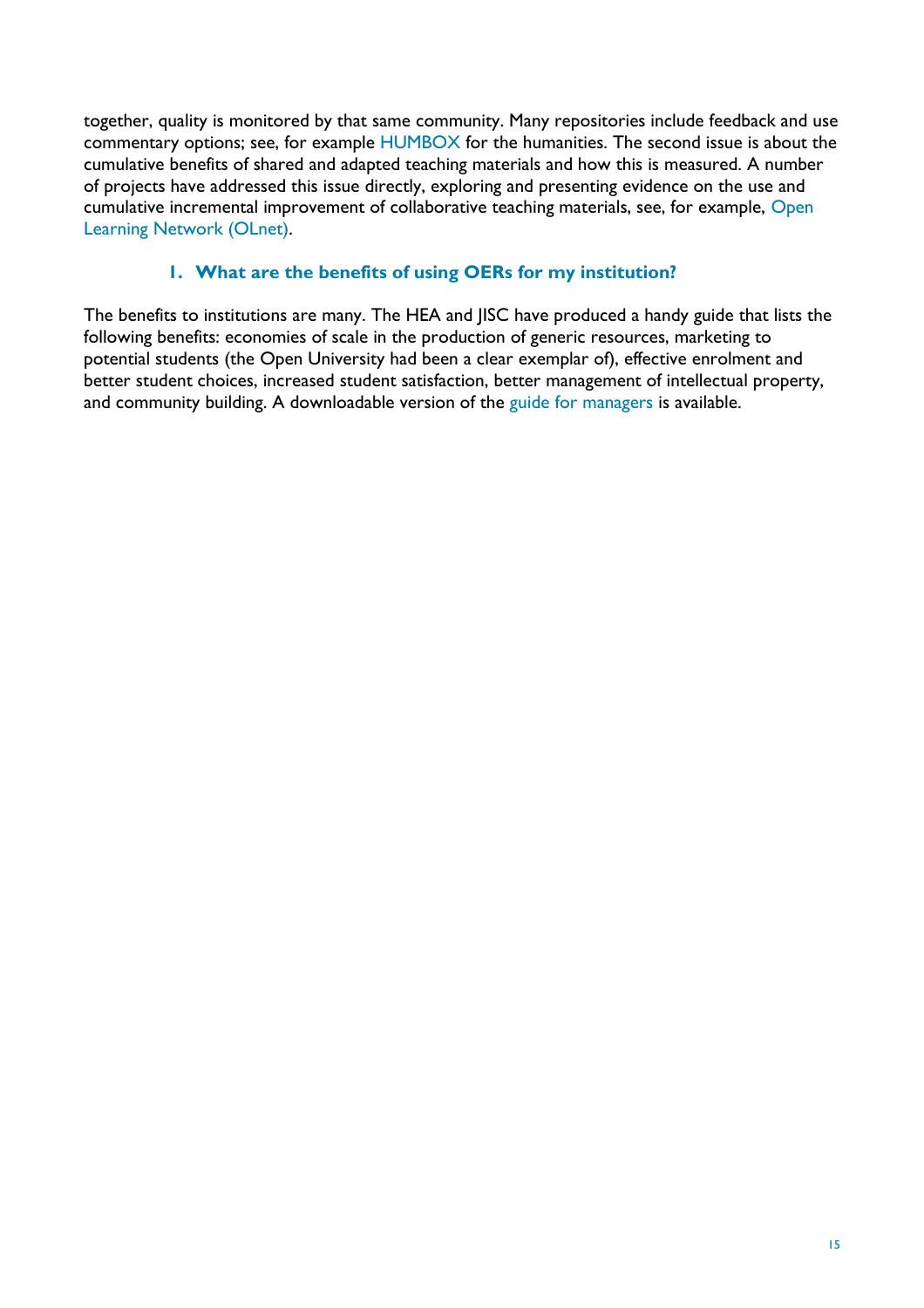together, quality is monitored by that same community. Many repositories include feedback and use commentary options; see, for example HUMBOX for the humanities. The second issue is about the cumulative benefits of shared and adapted teaching materials and how this is measured. A number of projects have addressed this issue directly, exploring and presenting evidence on the use and cumulative incremental improvement of collaborative teaching materials, see, for example, Open Learning Network (OLnet).

### 1. What are the benefits of using OERs for my institution?

The benefits to institutions are many. The HEA and JISC have produced a handy guide that lists the following benefits: economies of scale in the production of generic resources, marketing to potential students (the Open University had been a clear exemplar of), effective enrolment and better student choices, increased student satisfaction, better management of intellectual property, and community building. A downloadable version of the guide for managers is available.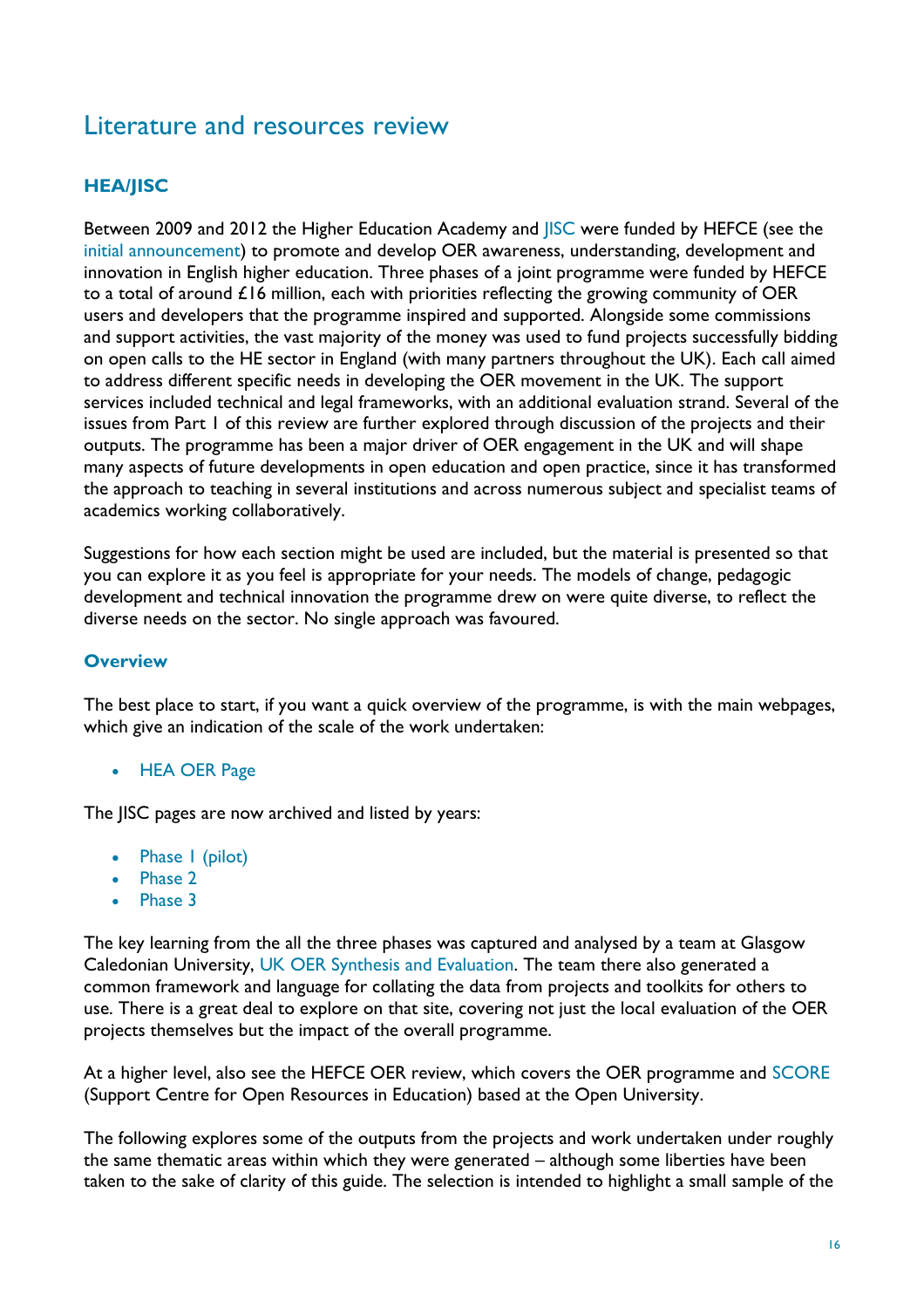# Literature and resources review

## HEA/JISC

Between 2009 and 2012 the Higher Education Academy and JISC were funded by HEFCE (see the initial announcement) to promote and develop OER awareness, understanding, development and innovation in English higher education. Three phases of a joint programme were funded by HEFCE to a total of around £16 million, each with priorities reflecting the growing community of OER users and developers that the programme inspired and supported. Alongside some commissions and support activities, the vast majority of the money was used to fund projects successfully bidding on open calls to the HE sector in England (with many partners throughout the UK). Each call aimed to address different specific needs in developing the OER movement in the UK. The support services included technical and legal frameworks, with an additional evaluation strand. Several of the issues from Part 1 of this review are further explored through discussion of the projects and their outputs. The programme has been a major driver of OER engagement in the UK and will shape many aspects of future developments in open education and open practice, since it has transformed the approach to teaching in several institutions and across numerous subject and specialist teams of academics working collaboratively.

Suggestions for how each section might be used are included, but the material is presented so that you can explore it as you feel is appropriate for your needs. The models of change, pedagogic development and technical innovation the programme drew on were quite diverse, to reflect the diverse needs on the sector. No single approach was favoured.

### Overview

The best place to start, if you want a quick overview of the programme, is with the main webpages, which give an indication of the scale of the work undertaken:

- HEA OER Page

The JISC pages are now archived and listed by years:

- Phase 1 (pilot)
- Phase 2
- Phase 3

The key learning from the all the three phases was captured and analysed by a team at Glasgow Caledonian University, UK OER Synthesis and Evaluation. The team there also generated a common framework and language for collating the data from projects and toolkits for others to use. There is a great deal to explore on that site, covering not just the local evaluation of the OER projects themselves but the impact of the overall programme.

At a higher level, also see the HEFCE OER review, which covers the OER programme and SCORE (Support Centre for Open Resources in Education) based at the Open University.

The following explores some of the outputs from the projects and work undertaken under roughly the same thematic areas within which they were generated – although some liberties have been taken to the sake of clarity of this guide. The selection is intended to highlight a small sample of the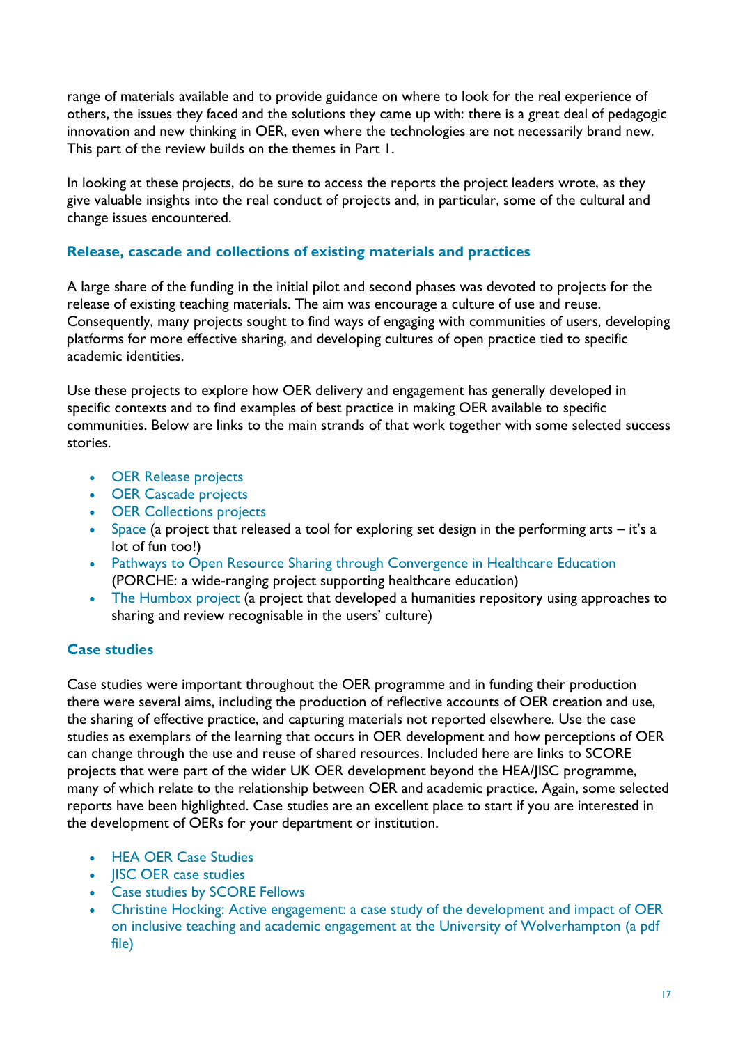range of materials available and to provide guidance on where to look for the real experience of others, the issues they faced and the solutions they came up with: there is a great deal of pedagogic innovation and new thinking in OER, even where the technologies are not necessarily brand new. This part of the review builds on the themes in Part 1.

In looking at these projects, do be sure to access the reports the project leaders wrote, as they give valuable insights into the real conduct of projects and, in particular, some of the cultural and change issues encountered.

### Release, cascade and collections of existing materials and practices

A large share of the funding in the initial pilot and second phases was devoted to projects for the release of existing teaching materials. The aim was encourage a culture of use and reuse. Consequently, many projects sought to find ways of engaging with communities of users, developing platforms for more effective sharing, and developing cultures of open practice tied to specific academic identities.

Use these projects to explore how OER delivery and engagement has generally developed in specific contexts and to find examples of best practice in making OER available to specific communities. Below are links to the main strands of that work together with some selected success stories.

- OER Release projects
- OER Cascade projects
- OER Collections projects
- Space (a project that released a tool for exploring set design in the performing arts – it's a lot of fun too!)
- Pathways to Open Resource Sharing through Convergence in Healthcare Education (PORCHE: a wide-ranging project supporting healthcare education)
- The Humbox project (a project that developed a humanities repository using approaches to sharing and review recognisable in the users' culture)

### Case studies

Case studies were important throughout the OER programme and in funding their production there were several aims, including the production of reflective accounts of OER creation and use, the sharing of effective practice, and capturing materials not reported elsewhere. Use the case studies as exemplars of the learning that occurs in OER development and how perceptions of OER can change through the use and reuse of shared resources. Included here are links to SCORE projects that were part of the wider UK OER development beyond the HEA/JISC programme, many of which relate to the relationship between OER and academic practice. Again, some selected reports have been highlighted. Case studies are an excellent place to start if you are interested in the development of OERs for your department or institution.

- HEA OER Case Studies
- JISC OER case studies
- Case studies by SCORE Fellows
- Christine Hocking: Active engagement: a case study of the development and impact of OER on inclusive teaching and academic engagement at the University of Wolverhampton (a pdf file)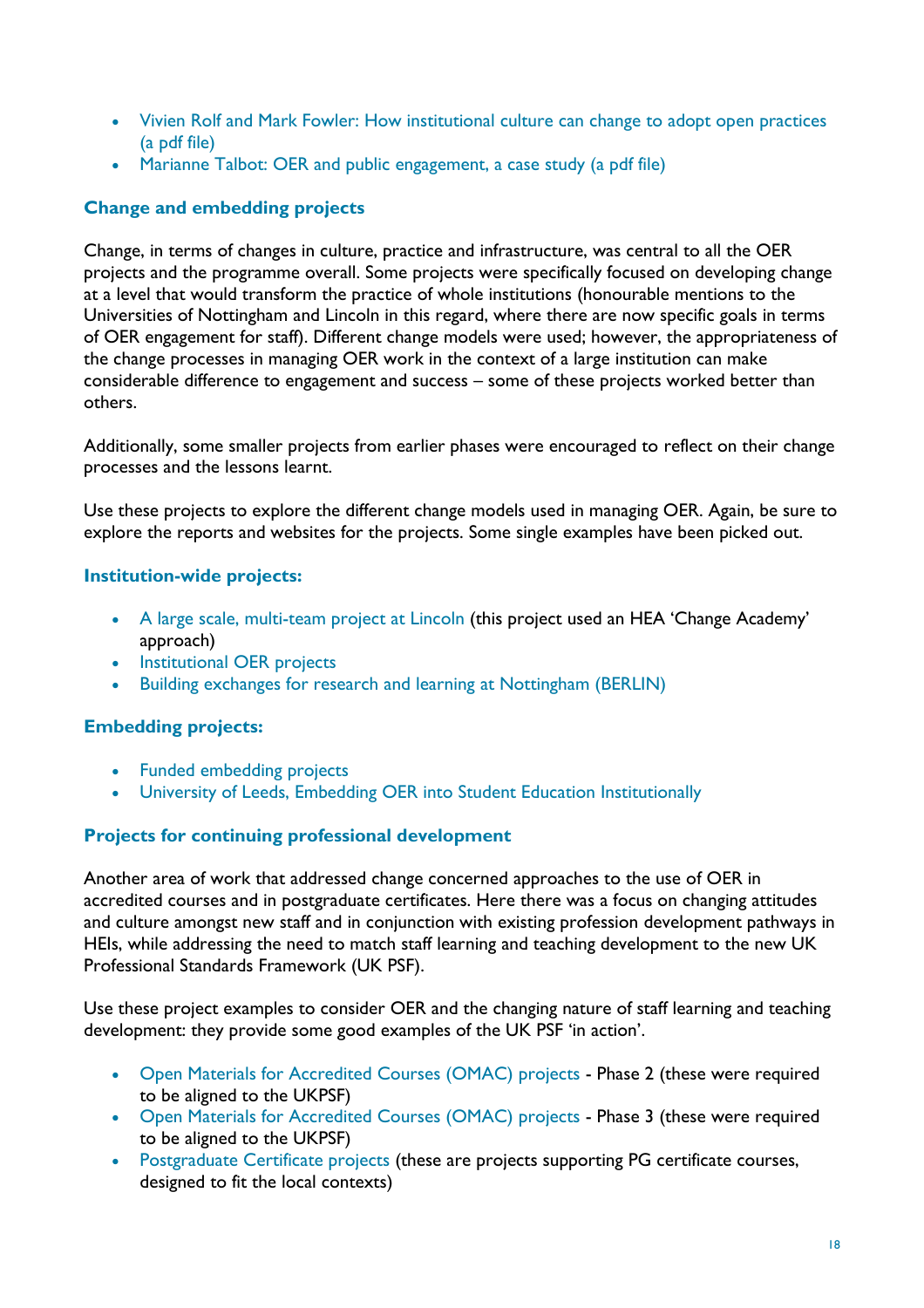- Vivien Rolf and Mark Fowler: How institutional culture can change to adopt open practices (a pdf file)
- Marianne Talbot: OER and public engagement, a case study (a pdf file)

### Change and embedding projects

Change, in terms of changes in culture, practice and infrastructure, was central to all the OER projects and the programme overall. Some projects were specifically focused on developing change at a level that would transform the practice of whole institutions (honourable mentions to the Universities of Nottingham and Lincoln in this regard, where there are now specific goals in terms of OER engagement for staff). Different change models were used; however, the appropriateness of the change processes in managing OER work in the context of a large institution can make considerable difference to engagement and success – some of these projects worked better than others.

Additionally, some smaller projects from earlier phases were encouraged to reflect on their change processes and the lessons learnt.

Use these projects to explore the different change models used in managing OER. Again, be sure to explore the reports and websites for the projects. Some single examples have been picked out.

#### Institution-wide projects:

- A large scale, multi-team project at Lincoln (this project used an HEA 'Change Academy' approach)
- Institutional OER projects
- Building exchanges for research and learning at Nottingham (BERLIN)

#### Embedding projects:

- Funded embedding projects
- University of Leeds, Embedding OER into Student Education Institutionally

### Projects for continuing professional development

Another area of work that addressed change concerned approaches to the use of OER in accredited courses and in postgraduate certificates. Here there was a focus on changing attitudes and culture amongst new staff and in conjunction with existing profession development pathways in HEIs, while addressing the need to match staff learning and teaching development to the new UK Professional Standards Framework (UK PSF).

Use these project examples to consider OER and the changing nature of staff learning and teaching development: they provide some good examples of the UK PSF 'in action'.

- Open Materials for Accredited Courses (OMAC) projects - Phase 2 (these were required to be aligned to the UKPSF)
- Open Materials for Accredited Courses (OMAC) projects - Phase 3 (these were required to be aligned to the UKPSF)
- Postgraduate Certificate projects (these are projects supporting PG certificate courses, designed to fit the local contexts)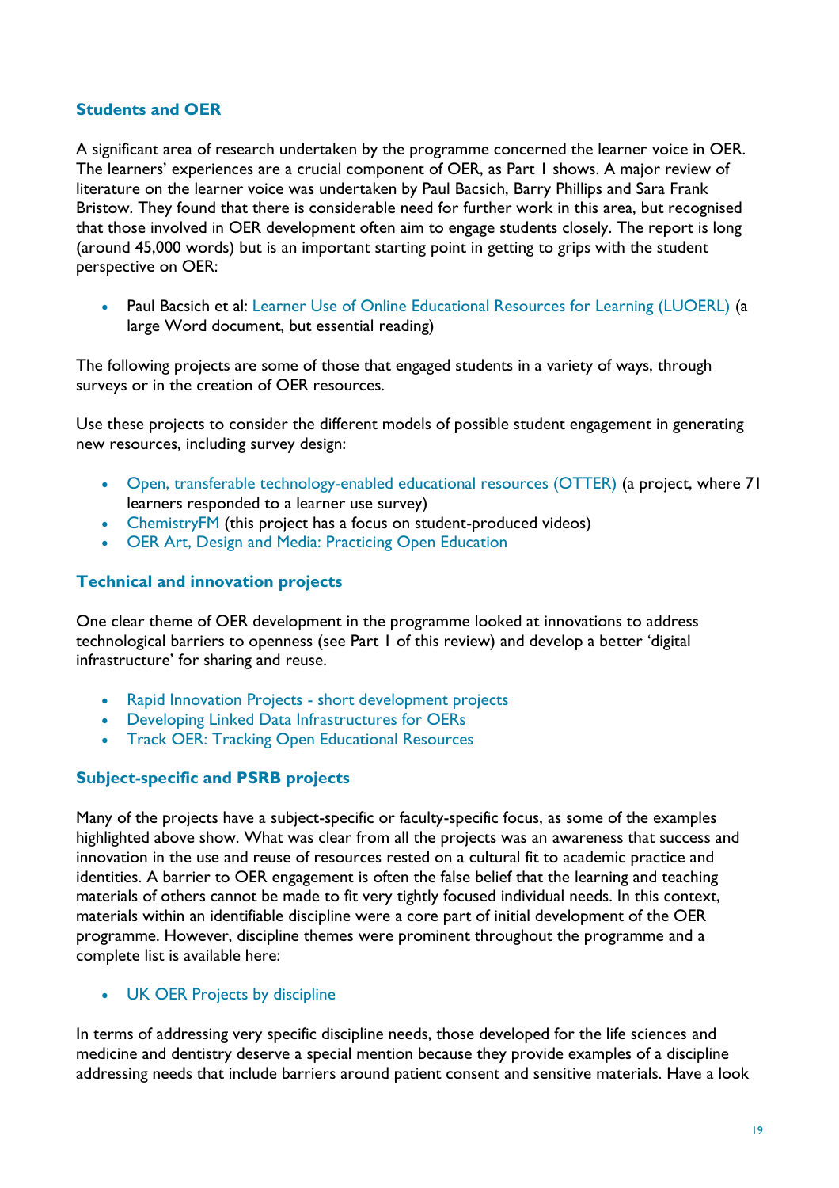### Students and OER

A significant area of research undertaken by the programme concerned the learner voice in OER. The learners' experiences are a crucial component of OER, as Part 1 shows. A major review of literature on the learner voice was undertaken by Paul Bacsich, Barry Phillips and Sara Frank Bristow. They found that there is considerable need for further work in this area, but recognised that those involved in OER development often aim to engage students closely. The report is long (around 45,000 words) but is an important starting point in getting to grips with the student perspective on OER:

- Paul Bacsich et al: Learner Use of Online Educational Resources for Learning (LUOERL) (a large Word document, but essential reading)

The following projects are some of those that engaged students in a variety of ways, through surveys or in the creation of OER resources.

Use these projects to consider the different models of possible student engagement in generating new resources, including survey design:

- Open, transferable technology-enabled educational resources (OTTER) (a project, where 71 learners responded to a learner use survey)
- ChemistryFM (this project has a focus on student-produced videos)
- OER Art, Design and Media: Practicing Open Education

### Technical and innovation projects

One clear theme of OER development in the programme looked at innovations to address technological barriers to openness (see Part 1 of this review) and develop a better 'digital infrastructure' for sharing and reuse.

- Rapid Innovation Projects - short development projects
- Developing Linked Data Infrastructures for OERs
- Track OER: Tracking Open Educational Resources

### Subject-specific and PSRB projects

Many of the projects have a subject-specific or faculty-specific focus, as some of the examples highlighted above show. What was clear from all the projects was an awareness that success and innovation in the use and reuse of resources rested on a cultural fit to academic practice and identities. A barrier to OER engagement is often the false belief that the learning and teaching materials of others cannot be made to fit very tightly focused individual needs. In this context, materials within an identifiable discipline were a core part of initial development of the OER programme. However, discipline themes were prominent throughout the programme and a complete list is available here:

- UK OER Projects by discipline

In terms of addressing very specific discipline needs, those developed for the life sciences and medicine and dentistry deserve a special mention because they provide examples of a discipline addressing needs that include barriers around patient consent and sensitive materials. Have a look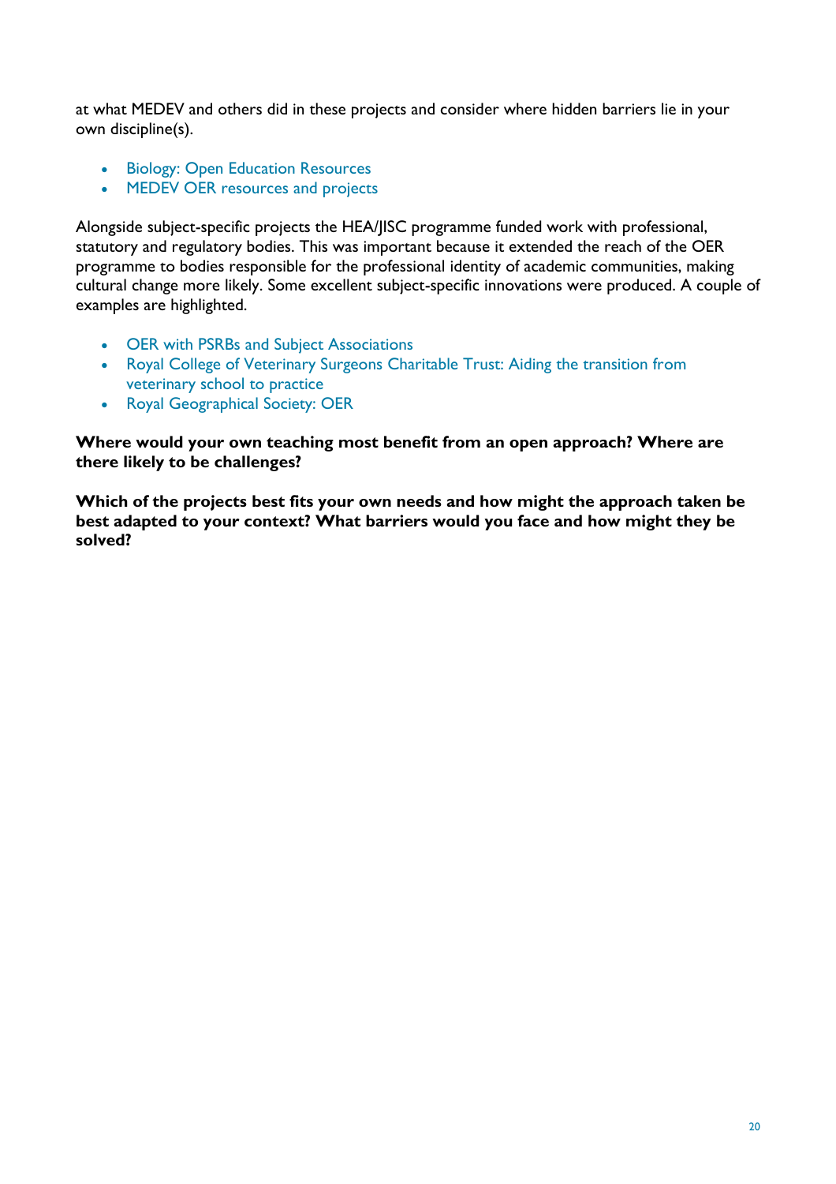at what MEDEV and others did in these projects and consider where hidden barriers lie in your own discipline(s).

- Biology: Open Education Resources
- MEDEV OER resources and projects

Alongside subject-specific projects the HEA/JISC programme funded work with professional, statutory and regulatory bodies. This was important because it extended the reach of the OER programme to bodies responsible for the professional identity of academic communities, making cultural change more likely. Some excellent subject-specific innovations were produced. A couple of examples are highlighted.

- OER with PSRBs and Subject Associations
- Royal College of Veterinary Surgeons Charitable Trust: Aiding the transition from veterinary school to practice
- Royal Geographical Society: OER

**Where would your own teaching most benefit from an open approach? Where are there likely to be challenges?**

**Which of the projects best fits your own needs and how might the approach taken be best adapted to your context? What barriers would you face and how might they be solved?**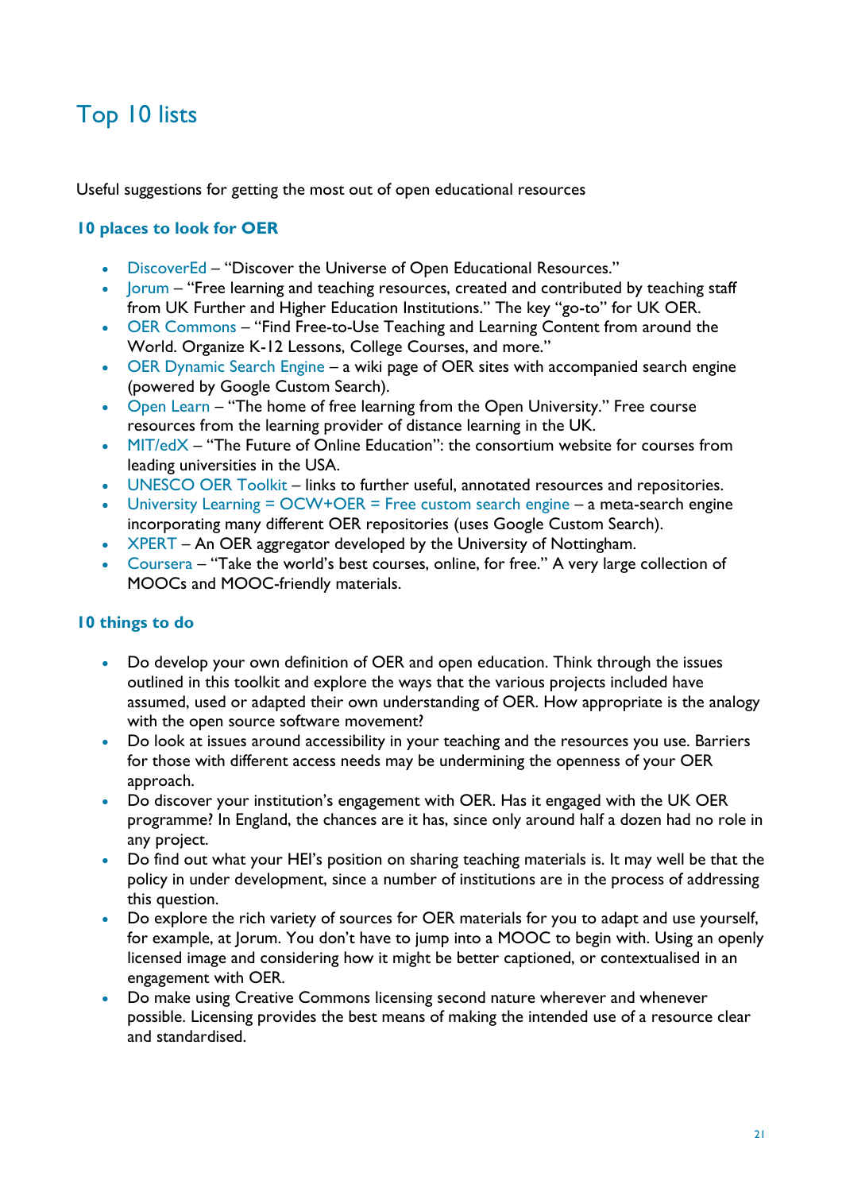# Top 10 lists

Useful suggestions for getting the most out of open educational resources

## 10 places to look for OER

- DiscoverEd – "Discover the Universe of Open Educational Resources."
- Jorum – "Free learning and teaching resources, created and contributed by teaching staff from UK Further and Higher Education Institutions." The key "go-to" for UK OER.
- OER Commons – "Find Free-to-Use Teaching and Learning Content from around the World. Organize K-12 Lessons, College Courses, and more."
- OER Dynamic Search Engine – a wiki page of OER sites with accompanied search engine (powered by Google Custom Search).
- Open Learn – "The home of free learning from the Open University." Free course resources from the learning provider of distance learning in the UK.
- MIT/edX – "The Future of Online Education": the consortium website for courses from leading universities in the USA.
- UNESCO OER Toolkit – links to further useful, annotated resources and repositories.
- University Learning = OCW+OER = Free custom search engine – a meta-search engine incorporating many different OER repositories (uses Google Custom Search).
- XPERT – An OER aggregator developed by the University of Nottingham.
- Coursera – "Take the world's best courses, online, for free." A very large collection of MOOCs and MOOC-friendly materials.

## 10 things to do

- Do develop your own definition of OER and open education. Think through the issues outlined in this toolkit and explore the ways that the various projects included have assumed, used or adapted their own understanding of OER. How appropriate is the analogy with the open source software movement?
- Do look at issues around accessibility in your teaching and the resources you use. Barriers for those with different access needs may be undermining the openness of your OER approach.
- Do discover your institution's engagement with OER. Has it engaged with the UK OER programme? In England, the chances are it has, since only around half a dozen had no role in any project.
- Do find out what your HEI's position on sharing teaching materials is. It may well be that the policy in under development, since a number of institutions are in the process of addressing this question.
- Do explore the rich variety of sources for OER materials for you to adapt and use yourself, for example, at Jorum. You don't have to jump into a MOOC to begin with. Using an openly licensed image and considering how it might be better captioned, or contextualised in an engagement with OER.
- Do make using Creative Commons licensing second nature wherever and whenever possible. Licensing provides the best means of making the intended use of a resource clear and standardised.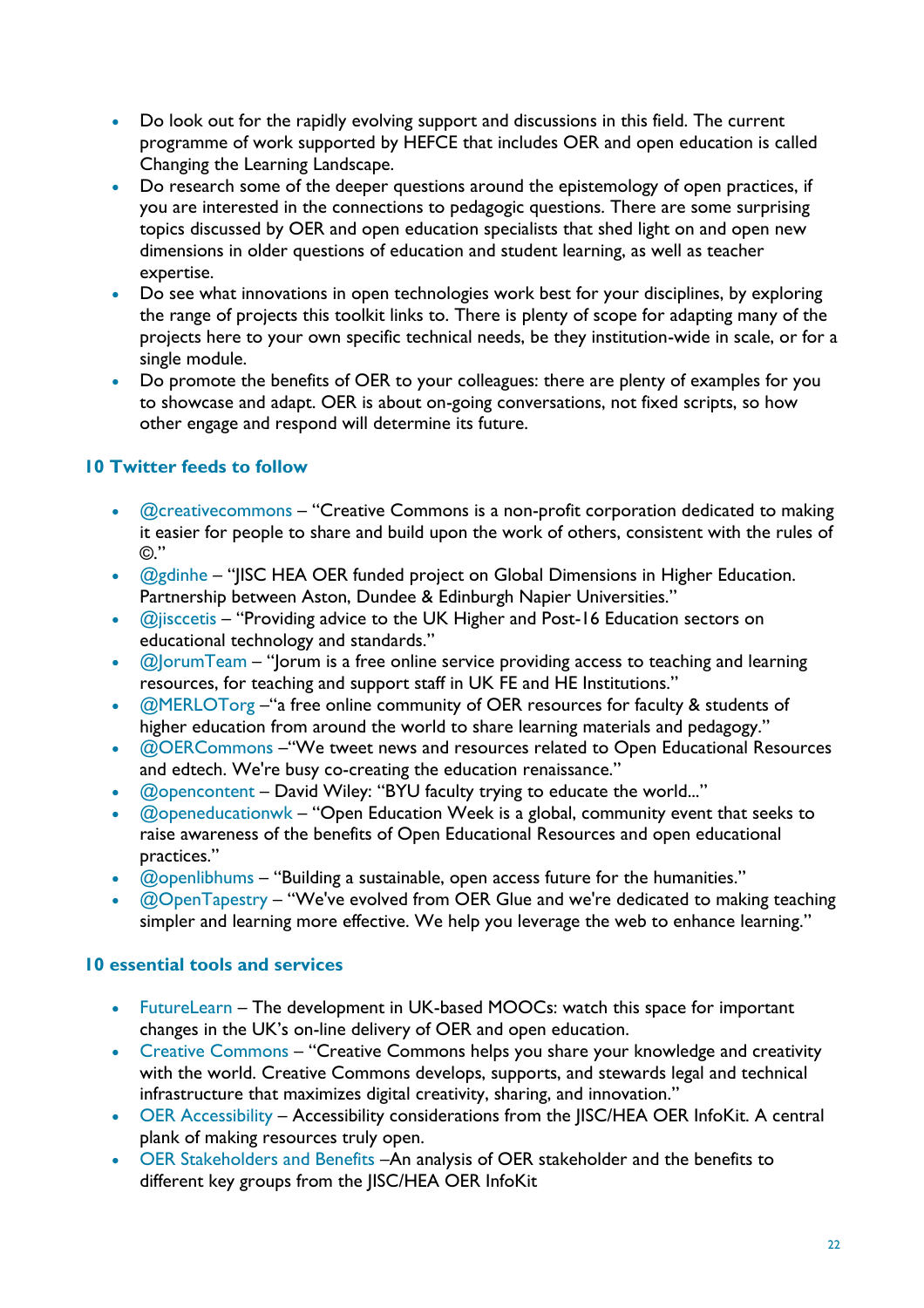- Do look out for the rapidly evolving support and discussions in this field. The current programme of work supported by HEFCE that includes OER and open education is called Changing the Learning Landscape.
- Do research some of the deeper questions around the epistemology of open practices, if you are interested in the connections to pedagogic questions. There are some surprising topics discussed by OER and open education specialists that shed light on and open new dimensions in older questions of education and student learning, as well as teacher expertise.
- Do see what innovations in open technologies work best for your disciplines, by exploring the range of projects this toolkit links to. There is plenty of scope for adapting many of the projects here to your own specific technical needs, be they institution-wide in scale, or for a single module.
- Do promote the benefits of OER to your colleagues: there are plenty of examples for you to showcase and adapt. OER is about on-going conversations, not fixed scripts, so how other engage and respond will determine its future.

### 10 Twitter feeds to follow

- @creativecommons – "Creative Commons is a non-profit corporation dedicated to making it easier for people to share and build upon the work of others, consistent with the rules of ©."
- @gdinhe – "JISC HEA OER funded project on Global Dimensions in Higher Education. Partnership between Aston, Dundee & Edinburgh Napier Universities."
- @jisccetis – "Providing advice to the UK Higher and Post-16 Education sectors on educational technology and standards."
- @JorumTeam – "Jorum is a free online service providing access to teaching and learning resources, for teaching and support staff in UK FE and HE Institutions."
- @MERLOTorg –"a free online community of OER resources for faculty & students of higher education from around the world to share learning materials and pedagogy."
- @OERCommons –"We tweet news and resources related to Open Educational Resources and edtech. We're busy co-creating the education renaissance."
- @opencontent – David Wiley: "BYU faculty trying to educate the world..."
- @openeducationwk – "Open Education Week is a global, community event that seeks to raise awareness of the benefits of Open Educational Resources and open educational practices."
- @openlibhums – "Building a sustainable, open access future for the humanities."
- @OpenTapestry – "We've evolved from OER Glue and we're dedicated to making teaching simpler and learning more effective. We help you leverage the web to enhance learning."

### 10 essential tools and services

- FutureLearn – The development in UK-based MOOCs: watch this space for important changes in the UK's on-line delivery of OER and open education.
- Creative Commons – "Creative Commons helps you share your knowledge and creativity with the world. Creative Commons develops, supports, and stewards legal and technical infrastructure that maximizes digital creativity, sharing, and innovation."
- OER Accessibility – Accessibility considerations from the JISC/HEA OER InfoKit. A central plank of making resources truly open.
- OER Stakeholders and Benefits –An analysis of OER stakeholder and the benefits to different key groups from the JISC/HEA OER InfoKit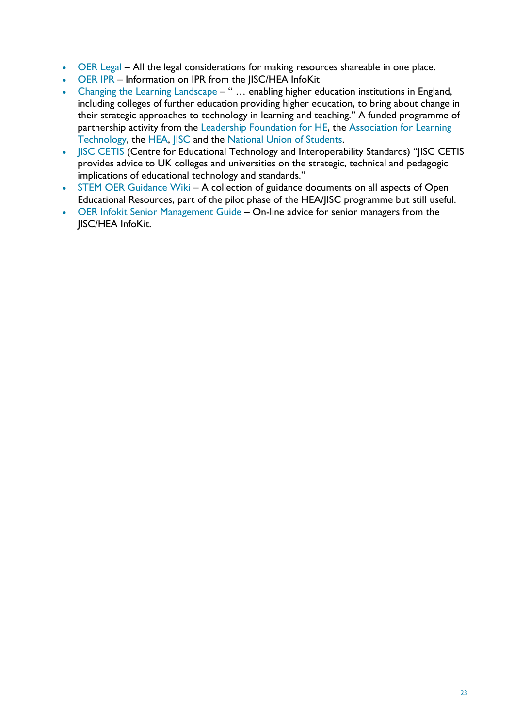- OER Legal – All the legal considerations for making resources shareable in one place.
- OER IPR – Information on IPR from the JISC/HEA InfoKit
- Changing the Learning Landscape – " … enabling higher education institutions in England, including colleges of further education providing higher education, to bring about change in their strategic approaches to technology in learning and teaching." A funded programme of partnership activity from the Leadership Foundation for HE, the Association for Learning Technology, the HEA, JISC and the National Union of Students.
- JISC CETIS (Centre for Educational Technology and Interoperability Standards) "JISC CETIS provides advice to UK colleges and universities on the strategic, technical and pedagogic implications of educational technology and standards."
- STEM OER Guidance Wiki – A collection of guidance documents on all aspects of Open Educational Resources, part of the pilot phase of the HEA/JISC programme but still useful.
- OER Infokit Senior Management Guide – On-line advice for senior managers from the JISC/HEA InfoKit.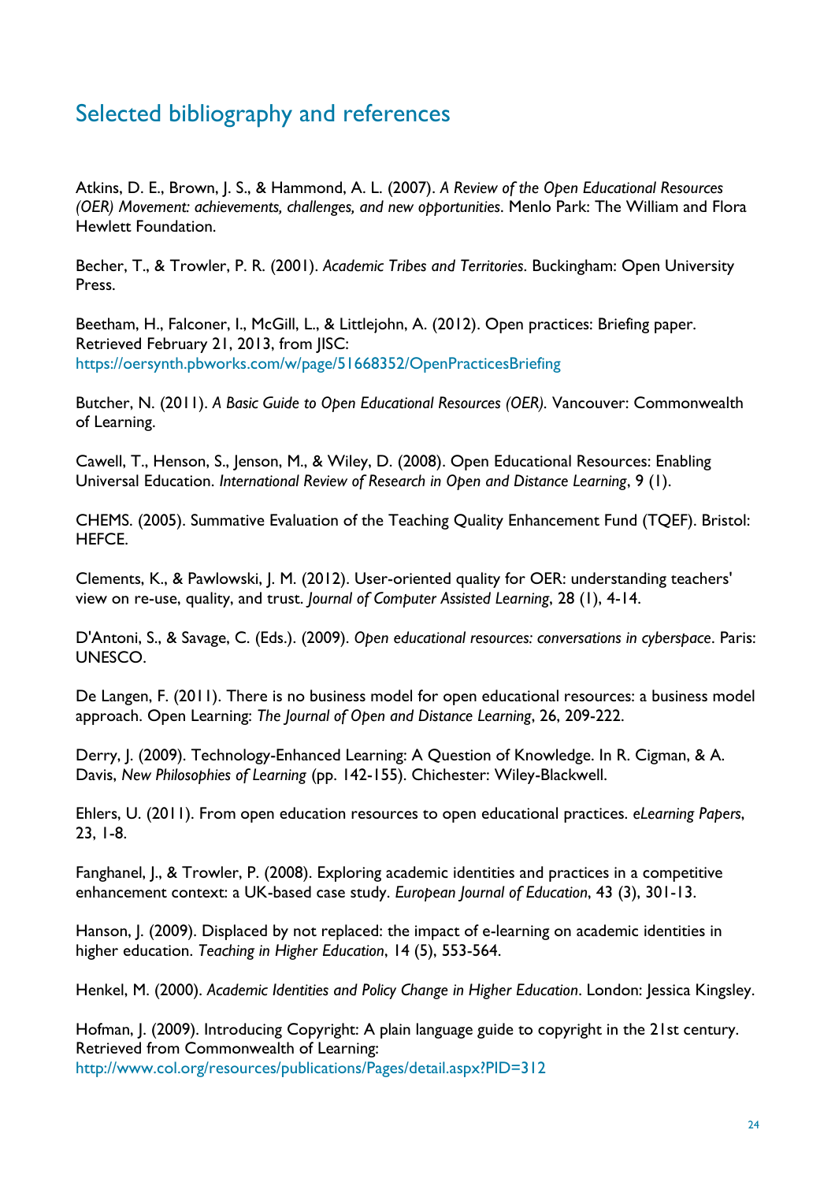## Selected bibliography and references

Atkins, D. E., Brown, J. S., & Hammond, A. L. (2007). *A Review of the Open Educational Resources (OER) Movement: achievements, challenges, and new opportunities*. Menlo Park: The William and Flora Hewlett Foundation.

Becher, T., & Trowler, P. R. (2001). *Academic Tribes and Territories*. Buckingham: Open University Press.

Beetham, H., Falconer, I., McGill, L., & Littlejohn, A. (2012). Open practices: Briefing paper. Retrieved February 21, 2013, from JISC: https://oersynth.pbworks.com/w/page/51668352/OpenPracticesBriefing

Butcher, N. (2011). *A Basic Guide to Open Educational Resources (OER).* Vancouver: Commonwealth of Learning.

Cawell, T., Henson, S., Jenson, M., & Wiley, D. (2008). Open Educational Resources: Enabling Universal Education. *International Review of Research in Open and Distance Learning*, 9 (1).

CHEMS. (2005). Summative Evaluation of the Teaching Quality Enhancement Fund (TQEF). Bristol: HEFCE.

Clements, K., & Pawlowski, J. M. (2012). User-oriented quality for OER: understanding teachers' view on re-use, quality, and trust. *Journal of Computer Assisted Learning*, 28 (1), 4-14.

D'Antoni, S., & Savage, C. (Eds.). (2009). *Open educational resources: conversations in cyberspace*. Paris: UNESCO.

De Langen, F. (2011). There is no business model for open educational resources: a business model approach. Open Learning: *The Journal of Open and Distance Learning*, 26, 209-222.

Derry, J. (2009). Technology-Enhanced Learning: A Question of Knowledge. In R. Cigman, & A. Davis, *New Philosophies of Learning* (pp. 142-155). Chichester: Wiley-Blackwell.

Ehlers, U. (2011). From open education resources to open educational practices. *eLearning Papers*, 23, 1-8.

Fanghanel, J., & Trowler, P. (2008). Exploring academic identities and practices in a competitive enhancement context: a UK-based case study. *European Journal of Education*, 43 (3), 301-13.

Hanson, J. (2009). Displaced by not replaced: the impact of e-learning on academic identities in higher education. *Teaching in Higher Education*, 14 (5), 553-564.

Henkel, M. (2000). *Academic Identities and Policy Change in Higher Education*. London: Jessica Kingsley.

Hofman, J. (2009). Introducing Copyright: A plain language guide to copyright in the 21st century. Retrieved from Commonwealth of Learning: http://www.col.org/resources/publications/Pages/detail.aspx?PID=312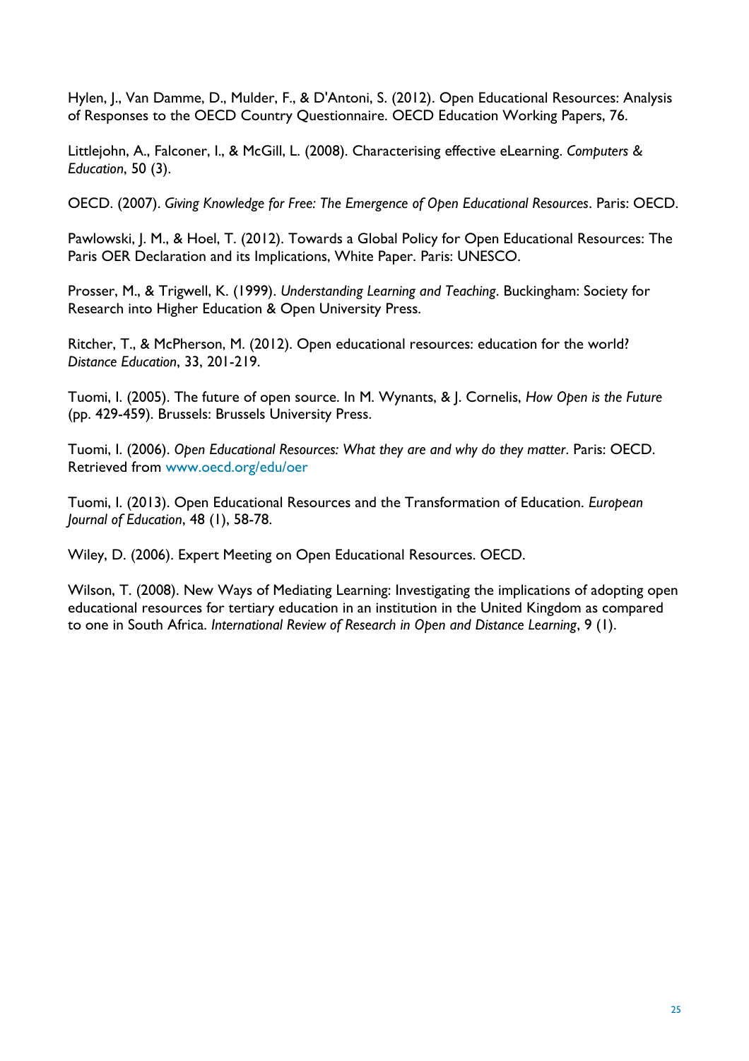Hylen, J., Van Damme, D., Mulder, F., & D'Antoni, S. (2012). Open Educational Resources: Analysis of Responses to the OECD Country Questionnaire. OECD Education Working Papers, 76.

Littlejohn, A., Falconer, I., & McGill, L. (2008). Characterising effective eLearning. *Computers & Education*, 50 (3).

OECD. (2007). *Giving Knowledge for Free: The Emergence of Open Educational Resources*. Paris: OECD.

Pawlowski, J. M., & Hoel, T. (2012). Towards a Global Policy for Open Educational Resources: The Paris OER Declaration and its Implications, White Paper. Paris: UNESCO.

Prosser, M., & Trigwell, K. (1999). *Understanding Learning and Teaching*. Buckingham: Society for Research into Higher Education & Open University Press.

Ritcher, T., & McPherson, M. (2012). Open educational resources: education for the world? *Distance Education*, 33, 201-219.

Tuomi, I. (2005). The future of open source. In M. Wynants, & J. Cornelis, *How Open is the Future* (pp. 429-459). Brussels: Brussels University Press.

Tuomi, I. (2006). *Open Educational Resources: What they are and why do they matter*. Paris: OECD. Retrieved from www.oecd.org/edu/oer

Tuomi, I. (2013). Open Educational Resources and the Transformation of Education. *European Journal of Education*, 48 (1), 58-78.

Wiley, D. (2006). Expert Meeting on Open Educational Resources. OECD.

Wilson, T. (2008). New Ways of Mediating Learning: Investigating the implications of adopting open educational resources for tertiary education in an institution in the United Kingdom as compared to one in South Africa. *International Review of Research in Open and Distance Learning*, 9 (1).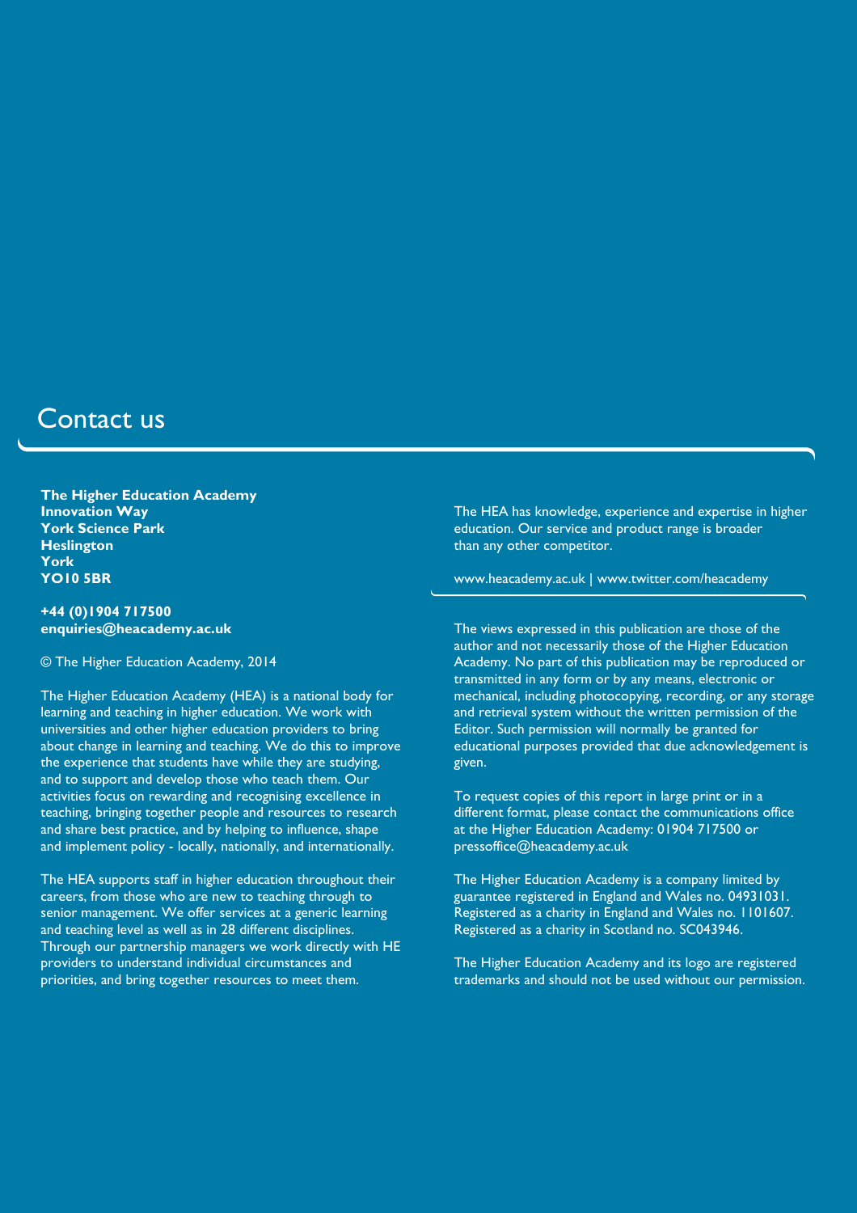# Contact us

**The Higher Education Academy**
**Innovation Way**
**York Science Park**
**Heslington**
**York**
**YO10 5BR**

**+44 (0)1904 717500**
**enquiries@heacademy.ac.uk**

© The Higher Education Academy, 2014

The Higher Education Academy (HEA) is a national body for learning and teaching in higher education. We work with universities and other higher education providers to bring about change in learning and teaching. We do this to improve the experience that students have while they are studying, and to support and develop those who teach them. Our activities focus on rewarding and recognising excellence in teaching, bringing together people and resources to research and share best practice, and by helping to influence, shape and implement policy - locally, nationally, and internationally.

The HEA supports staff in higher education throughout their careers, from those who are new to teaching through to senior management. We offer services at a generic learning and teaching level as well as in 28 different disciplines. Through our partnership managers we work directly with HE providers to understand individual circumstances and priorities, and bring together resources to meet them.

The HEA has knowledge, experience and expertise in higher education. Our service and product range is broader than any other competitor.

www.heacademy.ac.uk | www.twitter.com/heacademy

The views expressed in this publication are those of the author and not necessarily those of the Higher Education Academy. No part of this publication may be reproduced or transmitted in any form or by any means, electronic or mechanical, including photocopying, recording, or any storage and retrieval system without the written permission of the Editor. Such permission will normally be granted for educational purposes provided that due acknowledgement is given.

To request copies of this report in large print or in a different format, please contact the communications office at the Higher Education Academy: 01904 717500 or pressoffice@heacademy.ac.uk

The Higher Education Academy is a company limited by guarantee registered in England and Wales no. 04931031. Registered as a charity in England and Wales no. 1101607. Registered as a charity in Scotland no. SC043946.

The Higher Education Academy and its logo are registered trademarks and should not be used without our permission.